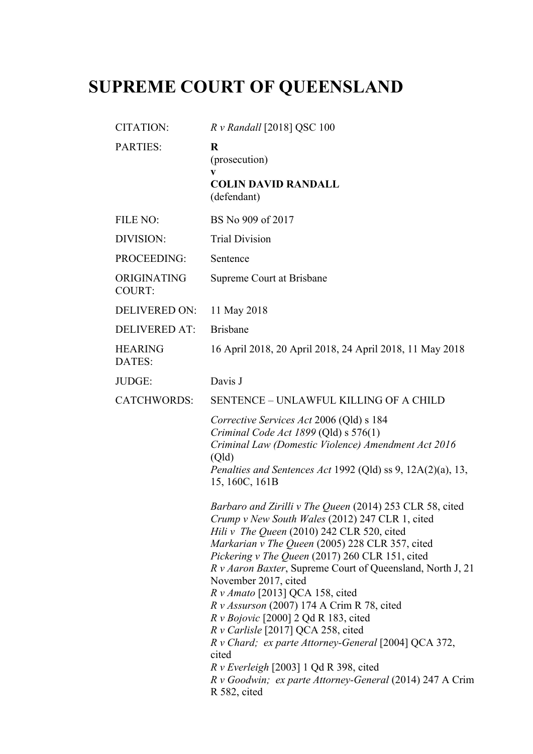# SUPREME COURT OF QUEENSLAND

| | |
|---|---|
| CITATION: | *R v Randall* [2018] QSC 100 |
| PARTIES: | **R**<br>(prosecution)<br>**v**<br>**COLIN DAVID RANDALL**<br>(defendant) |
| FILE NO: | BS No 909 of 2017 |
| DIVISION: | Trial Division |
| PROCEEDING: | Sentence |
| ORIGINATING COURT: | Supreme Court at Brisbane |
| DELIVERED ON: | 11 May 2018 |
| DELIVERED AT: | Brisbane |
| HEARING DATES: | 16 April 2018, 20 April 2018, 24 April 2018, 11 May 2018 |
| JUDGE: | Davis J |
| CATCHWORDS: | SENTENCE – UNLAWFUL KILLING OF A CHILD |

*Corrective Services Act* 2006 (Qld) s 184
*Criminal Code Act 1899* (Qld) s 576(1)
*Criminal Law (Domestic Violence) Amendment Act 2016* (Qld)
*Penalties and Sentences Act* 1992 (Qld) ss 9, 12A(2)(a), 13, 15, 160C, 161B

*Barbaro and Zirilli v The Queen* (2014) 253 CLR 58, cited
*Crump v New South Wales* (2012) 247 CLR 1, cited
*Hili v The Queen* (2010) 242 CLR 520, cited
*Markarian v The Queen* (2005) 228 CLR 357, cited
*Pickering v The Queen* (2017) 260 CLR 151, cited
*R v Aaron Baxter*, Supreme Court of Queensland, North J, 21 November 2017, cited
*R v Amato* [2013] QCA 158, cited
*R v Assurson* (2007) 174 A Crim R 78, cited
*R v Bojovic* [2000] 2 Qd R 183, cited
*R v Carlisle* [2017] QCA 258, cited
*R v Chard; ex parte Attorney-General* [2004] QCA 372, cited
*R v Everleigh* [2003] 1 Qd R 398, cited
*R v Goodwin; ex parte Attorney-General* (2014) 247 A Crim R 582, cited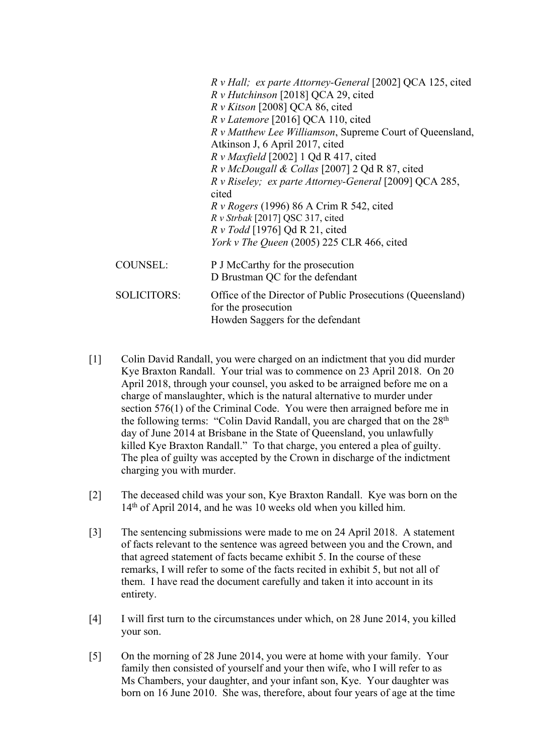*R v Hall; ex parte Attorney-General* [2002] QCA 125, cited
*R v Hutchinson* [2018] QCA 29, cited
*R v Kitson* [2008] QCA 86, cited
*R v Latemore* [2016] QCA 110, cited
*R v Matthew Lee Williamson*, Supreme Court of Queensland, Atkinson J, 6 April 2017, cited
*R v Maxfield* [2002] 1 Qd R 417, cited
*R v McDougall & Collas* [2007] 2 Qd R 87, cited
*R v Riseley; ex parte Attorney-General* [2009] QCA 285, cited
*R v Rogers* (1996) 86 A Crim R 542, cited
*R v Strbak* [2017] QSC 317, cited
*R v Todd* [1976] Qd R 21, cited
*York v The Queen* (2005) 225 CLR 466, cited

COUNSEL: P J McCarthy for the prosecution
D Brustman QC for the defendant

SOLICITORS: Office of the Director of Public Prosecutions (Queensland) for the prosecution
Howden Saggers for the defendant

[1] Colin David Randall, you were charged on an indictment that you did murder Kye Braxton Randall. Your trial was to commence on 23 April 2018. On 20 April 2018, through your counsel, you asked to be arraigned before me on a charge of manslaughter, which is the natural alternative to murder under section 576(1) of the Criminal Code. You were then arraigned before me in the following terms: "Colin David Randall, you are charged that on the 28th day of June 2014 at Brisbane in the State of Queensland, you unlawfully killed Kye Braxton Randall." To that charge, you entered a plea of guilty. The plea of guilty was accepted by the Crown in discharge of the indictment charging you with murder.

[2] The deceased child was your son, Kye Braxton Randall. Kye was born on the 14th of April 2014, and he was 10 weeks old when you killed him.

[3] The sentencing submissions were made to me on 24 April 2018. A statement of facts relevant to the sentence was agreed between you and the Crown, and that agreed statement of facts became exhibit 5. In the course of these remarks, I will refer to some of the facts recited in exhibit 5, but not all of them. I have read the document carefully and taken it into account in its entirety.

[4] I will first turn to the circumstances under which, on 28 June 2014, you killed your son.

[5] On the morning of 28 June 2014, you were at home with your family. Your family then consisted of yourself and your then wife, who I will refer to as Ms Chambers, your daughter, and your infant son, Kye. Your daughter was born on 16 June 2010. She was, therefore, about four years of age at the time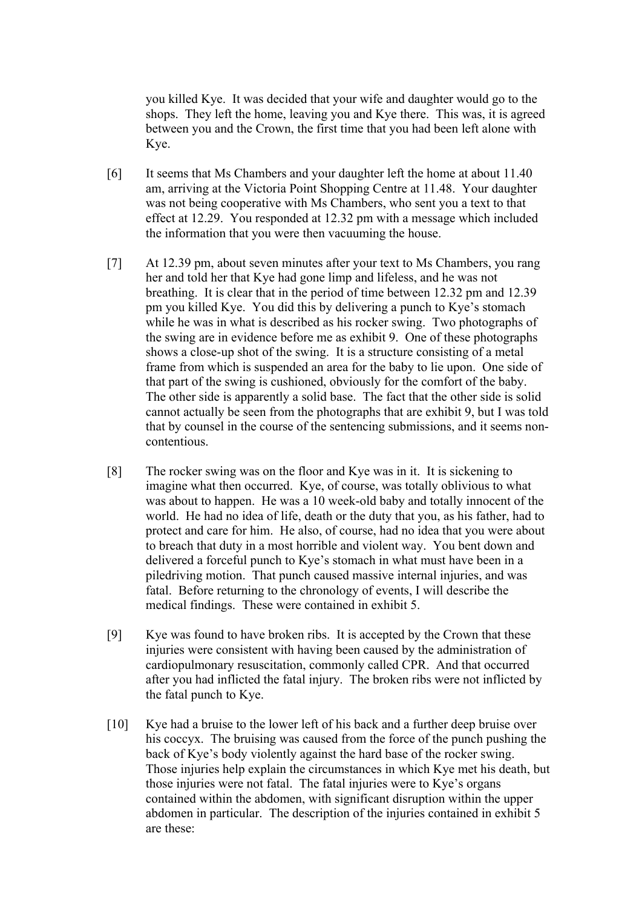you killed Kye. It was decided that your wife and daughter would go to the shops. They left the home, leaving you and Kye there. This was, it is agreed between you and the Crown, the first time that you had been left alone with Kye.

[6] It seems that Ms Chambers and your daughter left the home at about 11.40 am, arriving at the Victoria Point Shopping Centre at 11.48. Your daughter was not being cooperative with Ms Chambers, who sent you a text to that effect at 12.29. You responded at 12.32 pm with a message which included the information that you were then vacuuming the house.

[7] At 12.39 pm, about seven minutes after your text to Ms Chambers, you rang her and told her that Kye had gone limp and lifeless, and he was not breathing. It is clear that in the period of time between 12.32 pm and 12.39 pm you killed Kye. You did this by delivering a punch to Kye's stomach while he was in what is described as his rocker swing. Two photographs of the swing are in evidence before me as exhibit 9. One of these photographs shows a close-up shot of the swing. It is a structure consisting of a metal frame from which is suspended an area for the baby to lie upon. One side of that part of the swing is cushioned, obviously for the comfort of the baby. The other side is apparently a solid base. The fact that the other side is solid cannot actually be seen from the photographs that are exhibit 9, but I was told that by counsel in the course of the sentencing submissions, and it seems non-contentious.

[8] The rocker swing was on the floor and Kye was in it. It is sickening to imagine what then occurred. Kye, of course, was totally oblivious to what was about to happen. He was a 10 week-old baby and totally innocent of the world. He had no idea of life, death or the duty that you, as his father, had to protect and care for him. He also, of course, had no idea that you were about to breach that duty in a most horrible and violent way. You bent down and delivered a forceful punch to Kye's stomach in what must have been in a piledriving motion. That punch caused massive internal injuries, and was fatal. Before returning to the chronology of events, I will describe the medical findings. These were contained in exhibit 5.

[9] Kye was found to have broken ribs. It is accepted by the Crown that these injuries were consistent with having been caused by the administration of cardiopulmonary resuscitation, commonly called CPR. And that occurred after you had inflicted the fatal injury. The broken ribs were not inflicted by the fatal punch to Kye.

[10] Kye had a bruise to the lower left of his back and a further deep bruise over his coccyx. The bruising was caused from the force of the punch pushing the back of Kye's body violently against the hard base of the rocker swing. Those injuries help explain the circumstances in which Kye met his death, but those injuries were not fatal. The fatal injuries were to Kye's organs contained within the abdomen, with significant disruption within the upper abdomen in particular. The description of the injuries contained in exhibit 5 are these: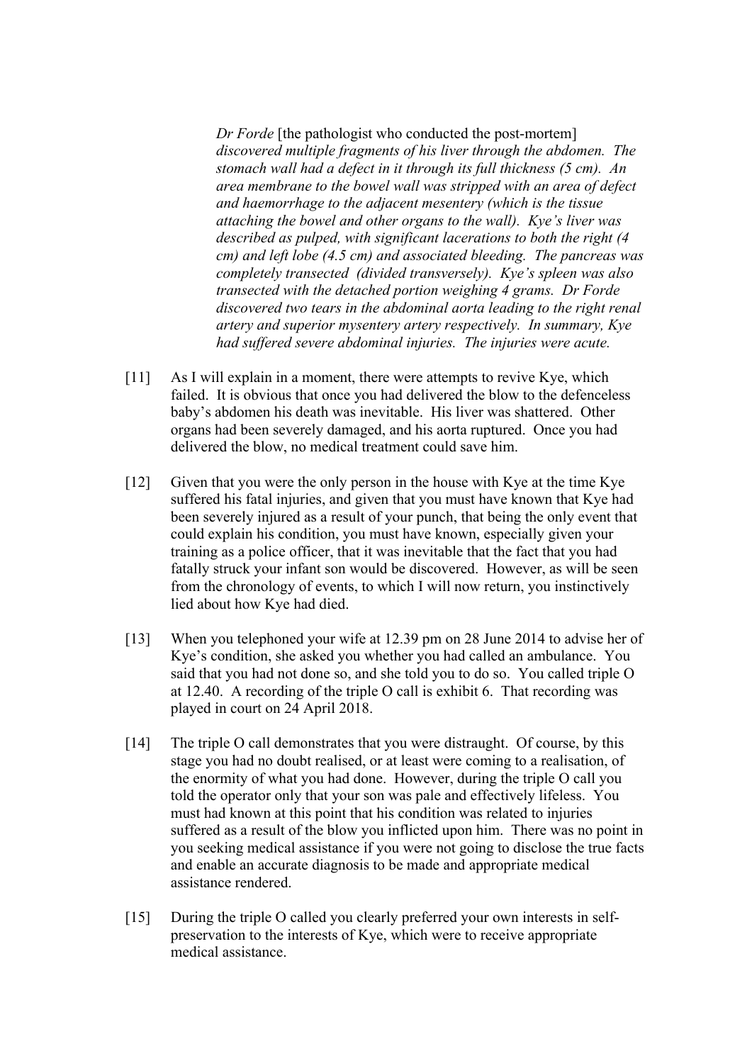> *Dr Forde* [the pathologist who conducted the post-mortem] *discovered multiple fragments of his liver through the abdomen. The stomach wall had a defect in it through its full thickness (5 cm). An area membrane to the bowel wall was stripped with an area of defect and haemorrhage to the adjacent mesentery (which is the tissue attaching the bowel and other organs to the wall). Kye's liver was described as pulped, with significant lacerations to both the right (4 cm) and left lobe (4.5 cm) and associated bleeding. The pancreas was completely transected (divided transversely). Kye's spleen was also transected with the detached portion weighing 4 grams. Dr Forde discovered two tears in the abdominal aorta leading to the right renal artery and superior mysentery artery respectively. In summary, Kye had suffered severe abdominal injuries. The injuries were acute.*

[11] As I will explain in a moment, there were attempts to revive Kye, which failed. It is obvious that once you had delivered the blow to the defenceless baby's abdomen his death was inevitable. His liver was shattered. Other organs had been severely damaged, and his aorta ruptured. Once you had delivered the blow, no medical treatment could save him.

[12] Given that you were the only person in the house with Kye at the time Kye suffered his fatal injuries, and given that you must have known that Kye had been severely injured as a result of your punch, that being the only event that could explain his condition, you must have known, especially given your training as a police officer, that it was inevitable that the fact that you had fatally struck your infant son would be discovered. However, as will be seen from the chronology of events, to which I will now return, you instinctively lied about how Kye had died.

[13] When you telephoned your wife at 12.39 pm on 28 June 2014 to advise her of Kye's condition, she asked you whether you had called an ambulance. You said that you had not done so, and she told you to do so. You called triple O at 12.40. A recording of the triple O call is exhibit 6. That recording was played in court on 24 April 2018.

[14] The triple O call demonstrates that you were distraught. Of course, by this stage you had no doubt realised, or at least were coming to a realisation, of the enormity of what you had done. However, during the triple O call you told the operator only that your son was pale and effectively lifeless. You must had known at this point that his condition was related to injuries suffered as a result of the blow you inflicted upon him. There was no point in you seeking medical assistance if you were not going to disclose the true facts and enable an accurate diagnosis to be made and appropriate medical assistance rendered.

[15] During the triple O called you clearly preferred your own interests in self-preservation to the interests of Kye, which were to receive appropriate medical assistance.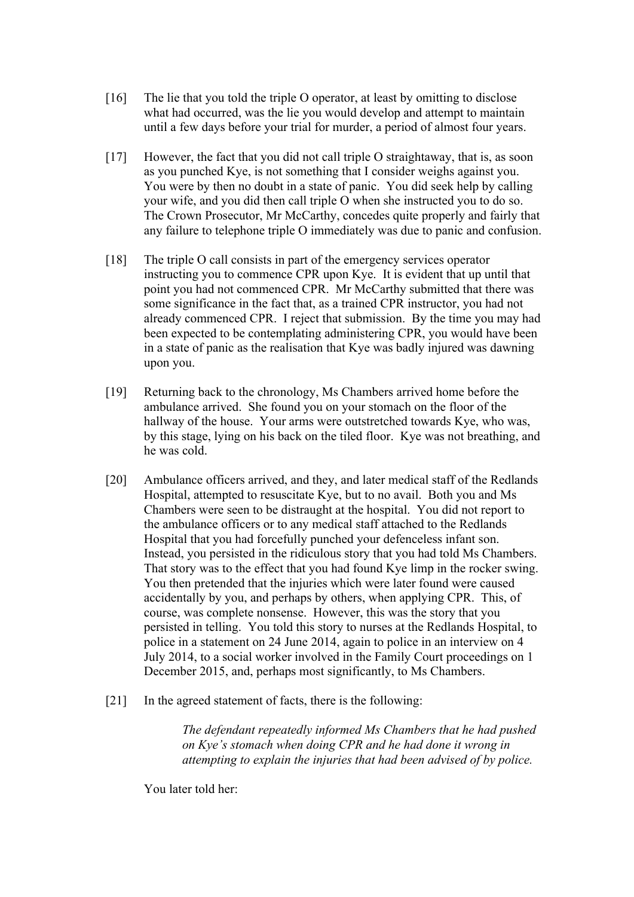[16] The lie that you told the triple O operator, at least by omitting to disclose what had occurred, was the lie you would develop and attempt to maintain until a few days before your trial for murder, a period of almost four years.

[17] However, the fact that you did not call triple O straightaway, that is, as soon as you punched Kye, is not something that I consider weighs against you. You were by then no doubt in a state of panic. You did seek help by calling your wife, and you did then call triple O when she instructed you to do so. The Crown Prosecutor, Mr McCarthy, concedes quite properly and fairly that any failure to telephone triple O immediately was due to panic and confusion.

[18] The triple O call consists in part of the emergency services operator instructing you to commence CPR upon Kye. It is evident that up until that point you had not commenced CPR. Mr McCarthy submitted that there was some significance in the fact that, as a trained CPR instructor, you had not already commenced CPR. I reject that submission. By the time you may had been expected to be contemplating administering CPR, you would have been in a state of panic as the realisation that Kye was badly injured was dawning upon you.

[19] Returning back to the chronology, Ms Chambers arrived home before the ambulance arrived. She found you on your stomach on the floor of the hallway of the house. Your arms were outstretched towards Kye, who was, by this stage, lying on his back on the tiled floor. Kye was not breathing, and he was cold.

[20] Ambulance officers arrived, and they, and later medical staff of the Redlands Hospital, attempted to resuscitate Kye, but to no avail. Both you and Ms Chambers were seen to be distraught at the hospital. You did not report to the ambulance officers or to any medical staff attached to the Redlands Hospital that you had forcefully punched your defenceless infant son. Instead, you persisted in the ridiculous story that you had told Ms Chambers. That story was to the effect that you had found Kye limp in the rocker swing. You then pretended that the injuries which were later found were caused accidentally by you, and perhaps by others, when applying CPR. This, of course, was complete nonsense. However, this was the story that you persisted in telling. You told this story to nurses at the Redlands Hospital, to police in a statement on 24 June 2014, again to police in an interview on 4 July 2014, to a social worker involved in the Family Court proceedings on 1 December 2015, and, perhaps most significantly, to Ms Chambers.

[21] In the agreed statement of facts, there is the following:

> *The defendant repeatedly informed Ms Chambers that he had pushed on Kye's stomach when doing CPR and he had done it wrong in attempting to explain the injuries that had been advised of by police.*

You later told her: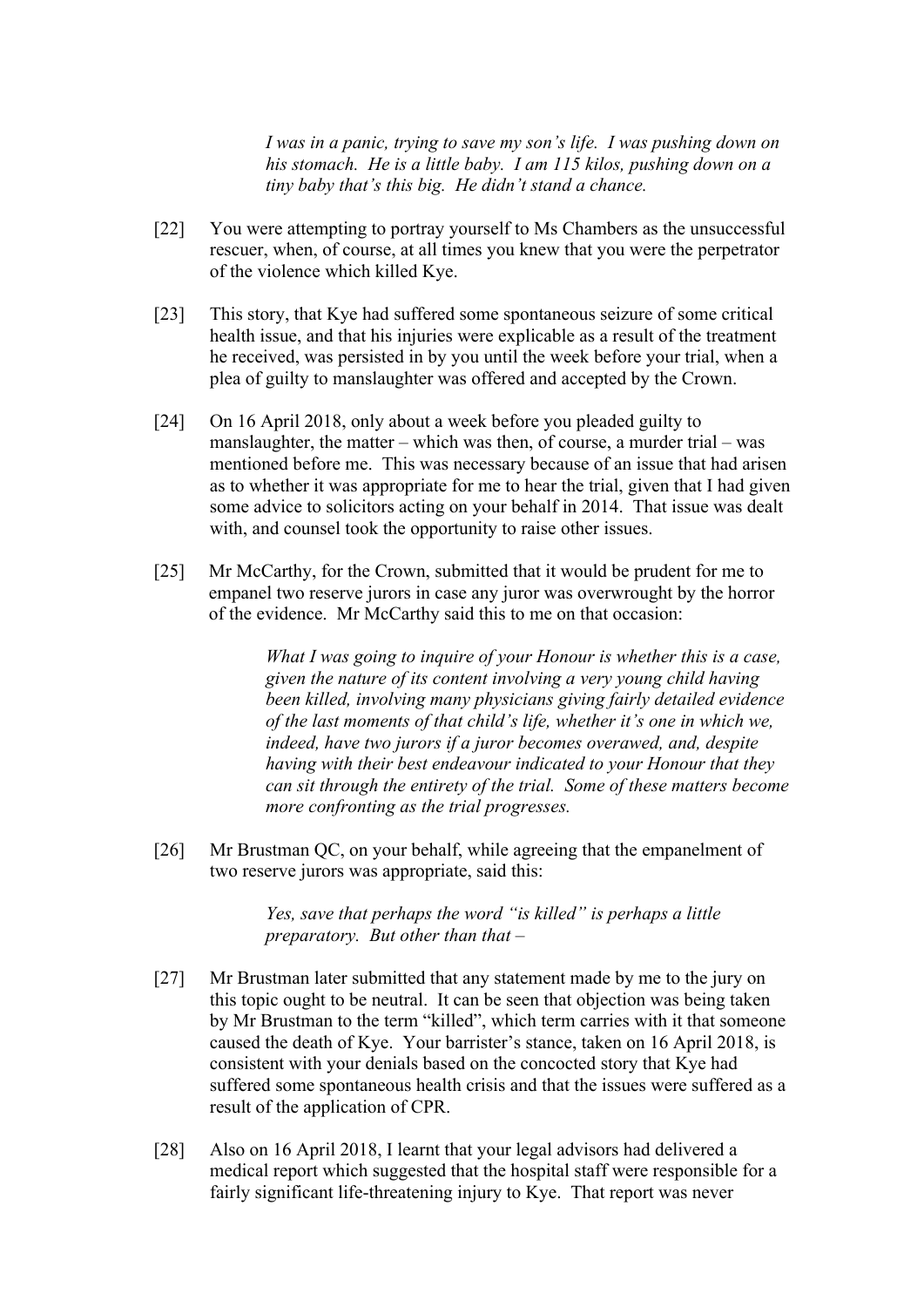> *I was in a panic, trying to save my son's life. I was pushing down on his stomach. He is a little baby. I am 115 kilos, pushing down on a tiny baby that's this big. He didn't stand a chance.*

[22] You were attempting to portray yourself to Ms Chambers as the unsuccessful rescuer, when, of course, at all times you knew that you were the perpetrator of the violence which killed Kye.

[23] This story, that Kye had suffered some spontaneous seizure of some critical health issue, and that his injuries were explicable as a result of the treatment he received, was persisted in by you until the week before your trial, when a plea of guilty to manslaughter was offered and accepted by the Crown.

[24] On 16 April 2018, only about a week before you pleaded guilty to manslaughter, the matter – which was then, of course, a murder trial – was mentioned before me. This was necessary because of an issue that had arisen as to whether it was appropriate for me to hear the trial, given that I had given some advice to solicitors acting on your behalf in 2014. That issue was dealt with, and counsel took the opportunity to raise other issues.

[25] Mr McCarthy, for the Crown, submitted that it would be prudent for me to empanel two reserve jurors in case any juror was overwrought by the horror of the evidence. Mr McCarthy said this to me on that occasion:

> *What I was going to inquire of your Honour is whether this is a case, given the nature of its content involving a very young child having been killed, involving many physicians giving fairly detailed evidence of the last moments of that child's life, whether it's one in which we, indeed, have two jurors if a juror becomes overawed, and, despite having with their best endeavour indicated to your Honour that they can sit through the entirety of the trial. Some of these matters become more confronting as the trial progresses.*

[26] Mr Brustman QC, on your behalf, while agreeing that the empanelment of two reserve jurors was appropriate, said this:

> *Yes, save that perhaps the word "is killed" is perhaps a little preparatory. But other than that –*

[27] Mr Brustman later submitted that any statement made by me to the jury on this topic ought to be neutral. It can be seen that objection was being taken by Mr Brustman to the term "killed", which term carries with it that someone caused the death of Kye. Your barrister's stance, taken on 16 April 2018, is consistent with your denials based on the concocted story that Kye had suffered some spontaneous health crisis and that the issues were suffered as a result of the application of CPR.

[28] Also on 16 April 2018, I learnt that your legal advisors had delivered a medical report which suggested that the hospital staff were responsible for a fairly significant life-threatening injury to Kye. That report was never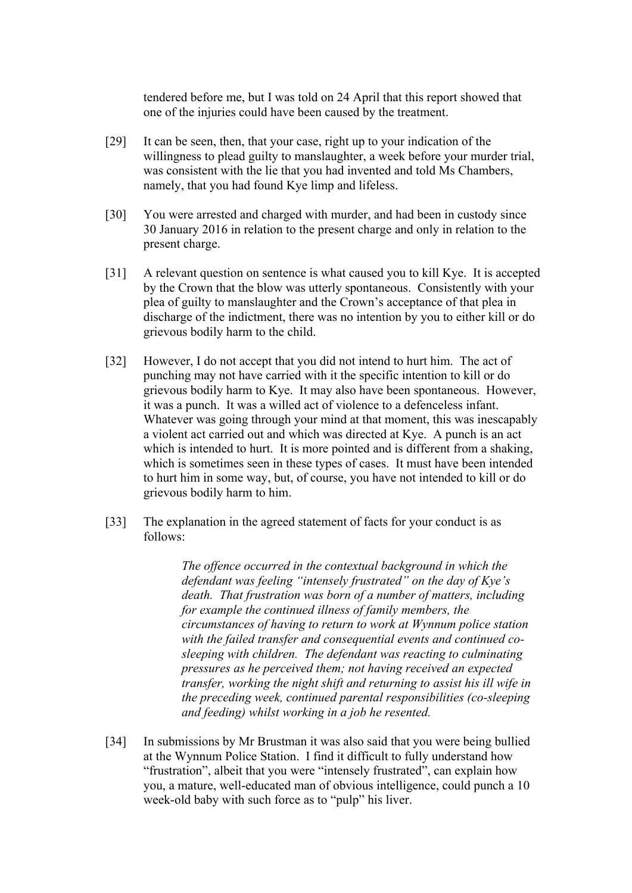tendered before me, but I was told on 24 April that this report showed that one of the injuries could have been caused by the treatment.

[29] It can be seen, then, that your case, right up to your indication of the willingness to plead guilty to manslaughter, a week before your murder trial, was consistent with the lie that you had invented and told Ms Chambers, namely, that you had found Kye limp and lifeless.

[30] You were arrested and charged with murder, and had been in custody since 30 January 2016 in relation to the present charge and only in relation to the present charge.

[31] A relevant question on sentence is what caused you to kill Kye. It is accepted by the Crown that the blow was utterly spontaneous. Consistently with your plea of guilty to manslaughter and the Crown's acceptance of that plea in discharge of the indictment, there was no intention by you to either kill or do grievous bodily harm to the child.

[32] However, I do not accept that you did not intend to hurt him. The act of punching may not have carried with it the specific intention to kill or do grievous bodily harm to Kye. It may also have been spontaneous. However, it was a punch. It was a willed act of violence to a defenceless infant. Whatever was going through your mind at that moment, this was inescapably a violent act carried out and which was directed at Kye. A punch is an act which is intended to hurt. It is more pointed and is different from a shaking, which is sometimes seen in these types of cases. It must have been intended to hurt him in some way, but, of course, you have not intended to kill or do grievous bodily harm to him.

[33] The explanation in the agreed statement of facts for your conduct is as follows:

> *The offence occurred in the contextual background in which the defendant was feeling "intensely frustrated" on the day of Kye's death. That frustration was born of a number of matters, including for example the continued illness of family members, the circumstances of having to return to work at Wynnum police station with the failed transfer and consequential events and continued co-sleeping with children. The defendant was reacting to culminating pressures as he perceived them; not having received an expected transfer, working the night shift and returning to assist his ill wife in the preceding week, continued parental responsibilities (co-sleeping and feeding) whilst working in a job he resented.*

[34] In submissions by Mr Brustman it was also said that you were being bullied at the Wynnum Police Station. I find it difficult to fully understand how "frustration", albeit that you were "intensely frustrated", can explain how you, a mature, well-educated man of obvious intelligence, could punch a 10 week-old baby with such force as to "pulp" his liver.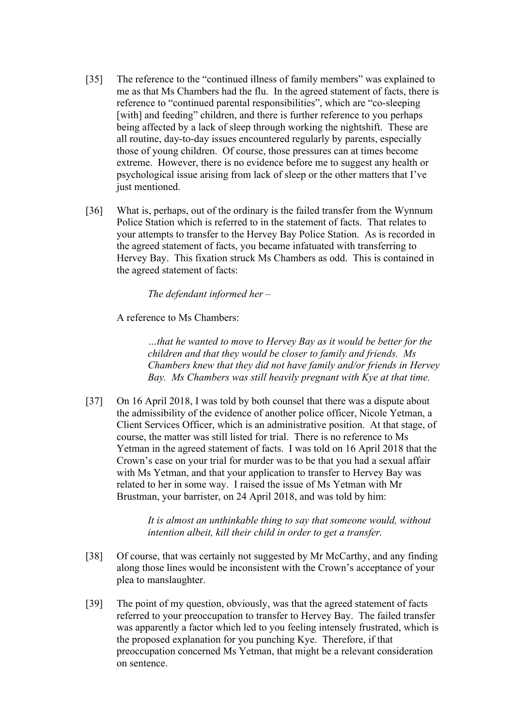[35] The reference to the "continued illness of family members" was explained to me as that Ms Chambers had the flu. In the agreed statement of facts, there is reference to "continued parental responsibilities", which are "co-sleeping [with] and feeding" children, and there is further reference to you perhaps being affected by a lack of sleep through working the nightshift. These are all routine, day-to-day issues encountered regularly by parents, especially those of young children. Of course, those pressures can at times become extreme. However, there is no evidence before me to suggest any health or psychological issue arising from lack of sleep or the other matters that I've just mentioned.

[36] What is, perhaps, out of the ordinary is the failed transfer from the Wynnum Police Station which is referred to in the statement of facts. That relates to your attempts to transfer to the Hervey Bay Police Station. As is recorded in the agreed statement of facts, you became infatuated with transferring to Hervey Bay. This fixation struck Ms Chambers as odd. This is contained in the agreed statement of facts:

> *The defendant informed her –*

A reference to Ms Chambers:

> *…that he wanted to move to Hervey Bay as it would be better for the children and that they would be closer to family and friends. Ms Chambers knew that they did not have family and/or friends in Hervey Bay. Ms Chambers was still heavily pregnant with Kye at that time.*

[37] On 16 April 2018, I was told by both counsel that there was a dispute about the admissibility of the evidence of another police officer, Nicole Yetman, a Client Services Officer, which is an administrative position. At that stage, of course, the matter was still listed for trial. There is no reference to Ms Yetman in the agreed statement of facts. I was told on 16 April 2018 that the Crown's case on your trial for murder was to be that you had a sexual affair with Ms Yetman, and that your application to transfer to Hervey Bay was related to her in some way. I raised the issue of Ms Yetman with Mr Brustman, your barrister, on 24 April 2018, and was told by him:

> *It is almost an unthinkable thing to say that someone would, without intention albeit, kill their child in order to get a transfer.*

[38] Of course, that was certainly not suggested by Mr McCarthy, and any finding along those lines would be inconsistent with the Crown's acceptance of your plea to manslaughter.

[39] The point of my question, obviously, was that the agreed statement of facts referred to your preoccupation to transfer to Hervey Bay. The failed transfer was apparently a factor which led to you feeling intensely frustrated, which is the proposed explanation for you punching Kye. Therefore, if that preoccupation concerned Ms Yetman, that might be a relevant consideration on sentence.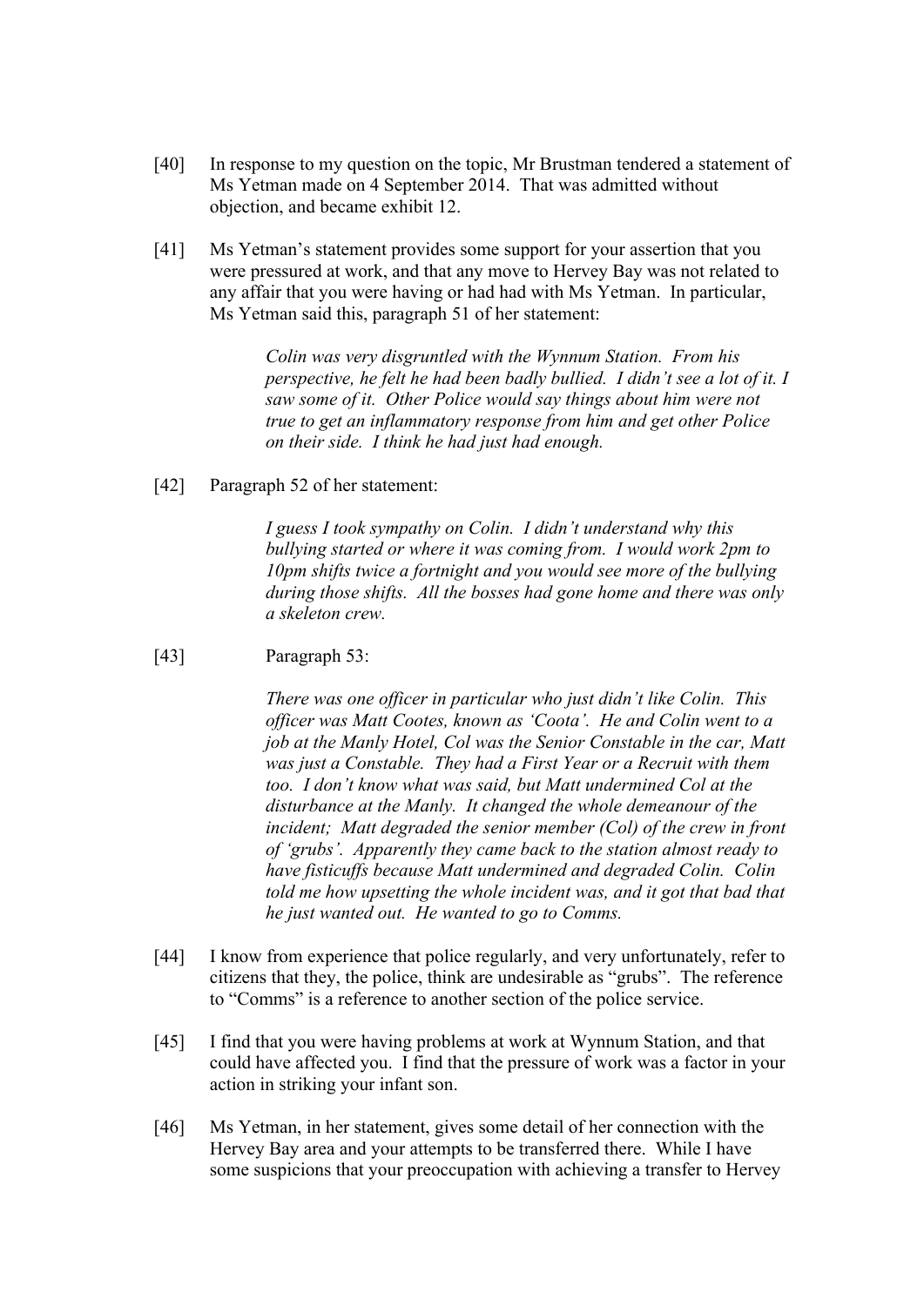[40] In response to my question on the topic, Mr Brustman tendered a statement of Ms Yetman made on 4 September 2014. That was admitted without objection, and became exhibit 12.

[41] Ms Yetman's statement provides some support for your assertion that you were pressured at work, and that any move to Hervey Bay was not related to any affair that you were having or had had with Ms Yetman. In particular, Ms Yetman said this, paragraph 51 of her statement:

> *Colin was very disgruntled with the Wynnum Station. From his perspective, he felt he had been badly bullied. I didn't see a lot of it. I saw some of it. Other Police would say things about him were not true to get an inflammatory response from him and get other Police on their side. I think he had just had enough.*

[42] Paragraph 52 of her statement:

> *I guess I took sympathy on Colin. I didn't understand why this bullying started or where it was coming from. I would work 2pm to 10pm shifts twice a fortnight and you would see more of the bullying during those shifts. All the bosses had gone home and there was only a skeleton crew.*

[43] Paragraph 53:

> *There was one officer in particular who just didn't like Colin. This officer was Matt Cootes, known as 'Coota'. He and Colin went to a job at the Manly Hotel, Col was the Senior Constable in the car, Matt was just a Constable. They had a First Year or a Recruit with them too. I don't know what was said, but Matt undermined Col at the disturbance at the Manly. It changed the whole demeanour of the incident; Matt degraded the senior member (Col) of the crew in front of 'grubs'. Apparently they came back to the station almost ready to have fisticuffs because Matt undermined and degraded Colin. Colin told me how upsetting the whole incident was, and it got that bad that he just wanted out. He wanted to go to Comms.*

[44] I know from experience that police regularly, and very unfortunately, refer to citizens that they, the police, think are undesirable as "grubs". The reference to "Comms" is a reference to another section of the police service.

[45] I find that you were having problems at work at Wynnum Station, and that could have affected you. I find that the pressure of work was a factor in your action in striking your infant son.

[46] Ms Yetman, in her statement, gives some detail of her connection with the Hervey Bay area and your attempts to be transferred there. While I have some suspicions that your preoccupation with achieving a transfer to Hervey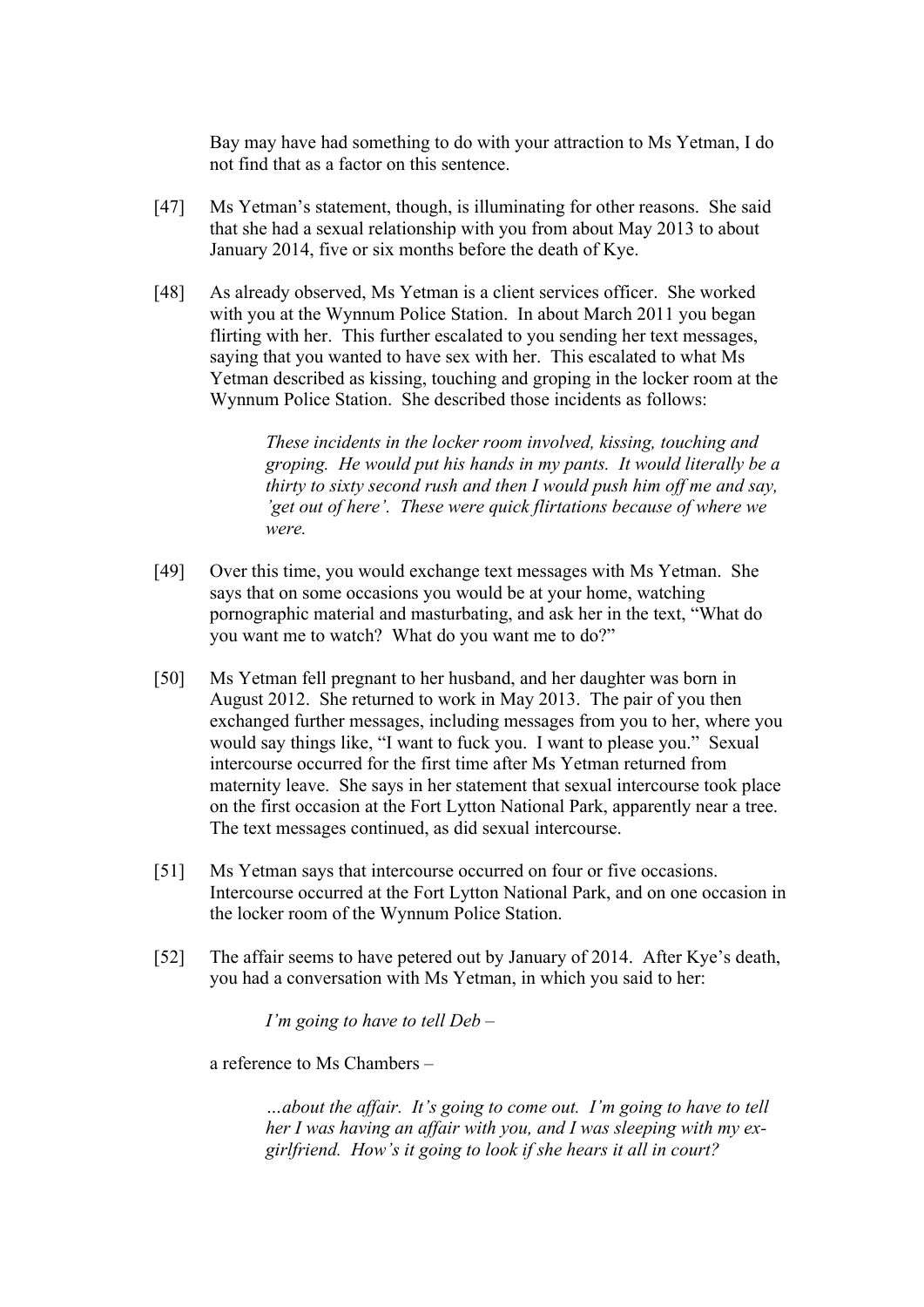Bay may have had something to do with your attraction to Ms Yetman, I do not find that as a factor on this sentence.

[47] Ms Yetman's statement, though, is illuminating for other reasons. She said that she had a sexual relationship with you from about May 2013 to about January 2014, five or six months before the death of Kye.

[48] As already observed, Ms Yetman is a client services officer. She worked with you at the Wynnum Police Station. In about March 2011 you began flirting with her. This further escalated to you sending her text messages, saying that you wanted to have sex with her. This escalated to what Ms Yetman described as kissing, touching and groping in the locker room at the Wynnum Police Station. She described those incidents as follows:

> *These incidents in the locker room involved, kissing, touching and groping. He would put his hands in my pants. It would literally be a thirty to sixty second rush and then I would push him off me and say, 'get out of here'. These were quick flirtations because of where we were.*

[49] Over this time, you would exchange text messages with Ms Yetman. She says that on some occasions you would be at your home, watching pornographic material and masturbating, and ask her in the text, "What do you want me to watch? What do you want me to do?"

[50] Ms Yetman fell pregnant to her husband, and her daughter was born in August 2012. She returned to work in May 2013. The pair of you then exchanged further messages, including messages from you to her, where you would say things like, "I want to fuck you. I want to please you." Sexual intercourse occurred for the first time after Ms Yetman returned from maternity leave. She says in her statement that sexual intercourse took place on the first occasion at the Fort Lytton National Park, apparently near a tree. The text messages continued, as did sexual intercourse.

[51] Ms Yetman says that intercourse occurred on four or five occasions. Intercourse occurred at the Fort Lytton National Park, and on one occasion in the locker room of the Wynnum Police Station.

[52] The affair seems to have petered out by January of 2014. After Kye's death, you had a conversation with Ms Yetman, in which you said to her:

> *I'm going to have to tell Deb –*

a reference to Ms Chambers –

> *…about the affair. It's going to come out. I'm going to have to tell her I was having an affair with you, and I was sleeping with my ex-girlfriend. How's it going to look if she hears it all in court?*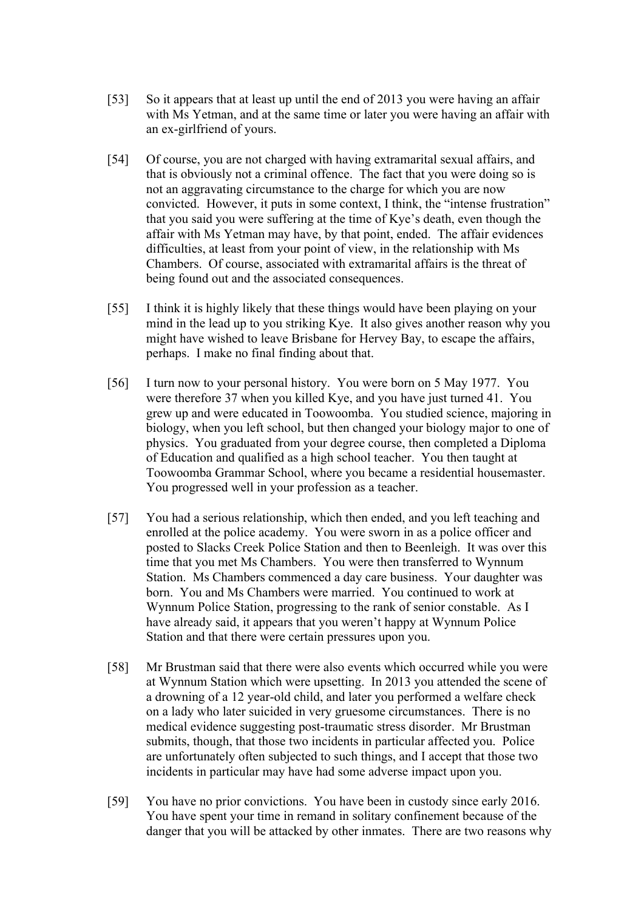[53] So it appears that at least up until the end of 2013 you were having an affair with Ms Yetman, and at the same time or later you were having an affair with an ex-girlfriend of yours.

[54] Of course, you are not charged with having extramarital sexual affairs, and that is obviously not a criminal offence. The fact that you were doing so is not an aggravating circumstance to the charge for which you are now convicted. However, it puts in some context, I think, the "intense frustration" that you said you were suffering at the time of Kye's death, even though the affair with Ms Yetman may have, by that point, ended. The affair evidences difficulties, at least from your point of view, in the relationship with Ms Chambers. Of course, associated with extramarital affairs is the threat of being found out and the associated consequences.

[55] I think it is highly likely that these things would have been playing on your mind in the lead up to you striking Kye. It also gives another reason why you might have wished to leave Brisbane for Hervey Bay, to escape the affairs, perhaps. I make no final finding about that.

[56] I turn now to your personal history. You were born on 5 May 1977. You were therefore 37 when you killed Kye, and you have just turned 41. You grew up and were educated in Toowoomba. You studied science, majoring in biology, when you left school, but then changed your biology major to one of physics. You graduated from your degree course, then completed a Diploma of Education and qualified as a high school teacher. You then taught at Toowoomba Grammar School, where you became a residential housemaster. You progressed well in your profession as a teacher.

[57] You had a serious relationship, which then ended, and you left teaching and enrolled at the police academy. You were sworn in as a police officer and posted to Slacks Creek Police Station and then to Beenleigh. It was over this time that you met Ms Chambers. You were then transferred to Wynnum Station. Ms Chambers commenced a day care business. Your daughter was born. You and Ms Chambers were married. You continued to work at Wynnum Police Station, progressing to the rank of senior constable. As I have already said, it appears that you weren't happy at Wynnum Police Station and that there were certain pressures upon you.

[58] Mr Brustman said that there were also events which occurred while you were at Wynnum Station which were upsetting. In 2013 you attended the scene of a drowning of a 12 year-old child, and later you performed a welfare check on a lady who later suicided in very gruesome circumstances. There is no medical evidence suggesting post-traumatic stress disorder. Mr Brustman submits, though, that those two incidents in particular affected you. Police are unfortunately often subjected to such things, and I accept that those two incidents in particular may have had some adverse impact upon you.

[59] You have no prior convictions. You have been in custody since early 2016. You have spent your time in remand in solitary confinement because of the danger that you will be attacked by other inmates. There are two reasons why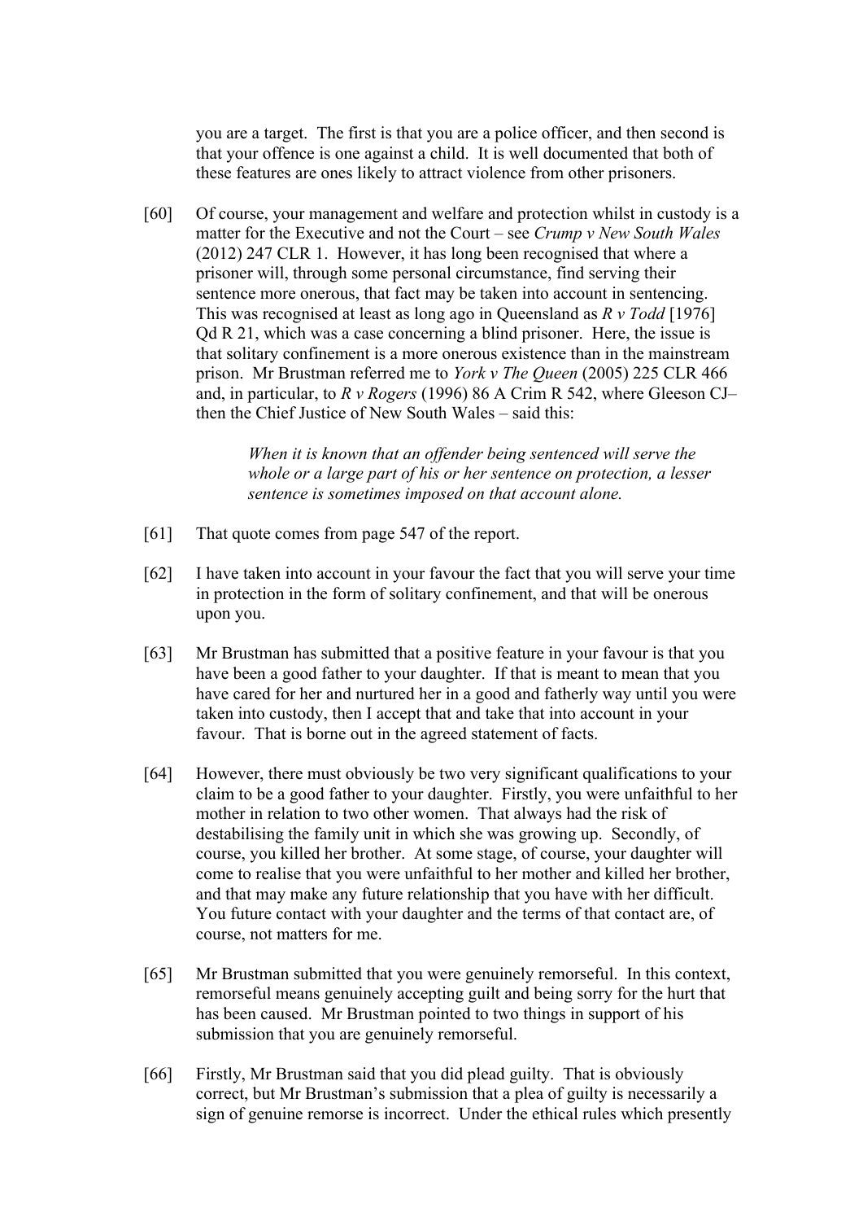you are a target. The first is that you are a police officer, and then second is that your offence is one against a child. It is well documented that both of these features are ones likely to attract violence from other prisoners.

[60] Of course, your management and welfare and protection whilst in custody is a matter for the Executive and not the Court – see *Crump v New South Wales* (2012) 247 CLR 1. However, it has long been recognised that where a prisoner will, through some personal circumstance, find serving their sentence more onerous, that fact may be taken into account in sentencing. This was recognised at least as long ago in Queensland as *R v Todd* [1976] Qd R 21, which was a case concerning a blind prisoner. Here, the issue is that solitary confinement is a more onerous existence than in the mainstream prison. Mr Brustman referred me to *York v The Queen* (2005) 225 CLR 466 and, in particular, to *R v Rogers* (1996) 86 A Crim R 542, where Gleeson CJ– then the Chief Justice of New South Wales – said this:

> *When it is known that an offender being sentenced will serve the whole or a large part of his or her sentence on protection, a lesser sentence is sometimes imposed on that account alone.*

[61] That quote comes from page 547 of the report.

[62] I have taken into account in your favour the fact that you will serve your time in protection in the form of solitary confinement, and that will be onerous upon you.

[63] Mr Brustman has submitted that a positive feature in your favour is that you have been a good father to your daughter. If that is meant to mean that you have cared for her and nurtured her in a good and fatherly way until you were taken into custody, then I accept that and take that into account in your favour. That is borne out in the agreed statement of facts.

[64] However, there must obviously be two very significant qualifications to your claim to be a good father to your daughter. Firstly, you were unfaithful to her mother in relation to two other women. That always had the risk of destabilising the family unit in which she was growing up. Secondly, of course, you killed her brother. At some stage, of course, your daughter will come to realise that you were unfaithful to her mother and killed her brother, and that may make any future relationship that you have with her difficult. You future contact with your daughter and the terms of that contact are, of course, not matters for me.

[65] Mr Brustman submitted that you were genuinely remorseful. In this context, remorseful means genuinely accepting guilt and being sorry for the hurt that has been caused. Mr Brustman pointed to two things in support of his submission that you are genuinely remorseful.

[66] Firstly, Mr Brustman said that you did plead guilty. That is obviously correct, but Mr Brustman's submission that a plea of guilty is necessarily a sign of genuine remorse is incorrect. Under the ethical rules which presently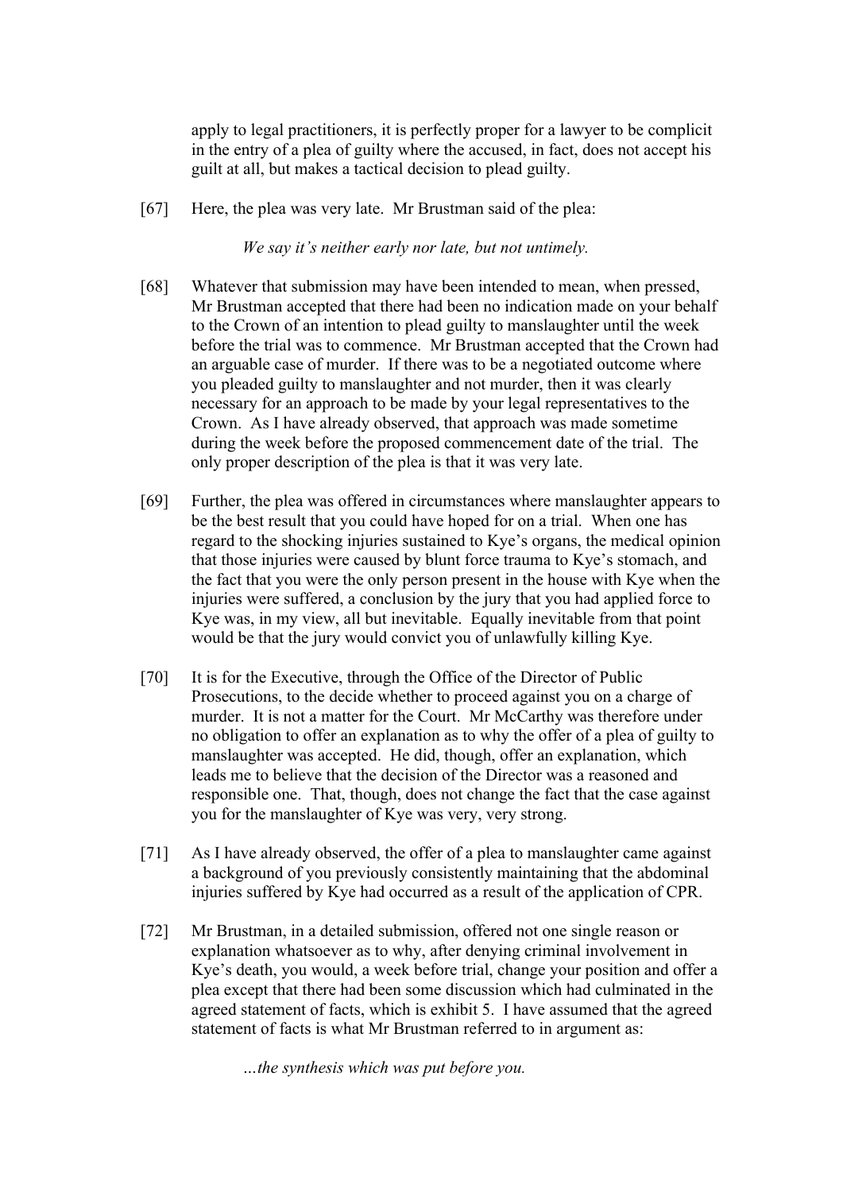apply to legal practitioners, it is perfectly proper for a lawyer to be complicit in the entry of a plea of guilty where the accused, in fact, does not accept his guilt at all, but makes a tactical decision to plead guilty.

[67] Here, the plea was very late. Mr Brustman said of the plea:

> *We say it's neither early nor late, but not untimely.*

[68] Whatever that submission may have been intended to mean, when pressed, Mr Brustman accepted that there had been no indication made on your behalf to the Crown of an intention to plead guilty to manslaughter until the week before the trial was to commence. Mr Brustman accepted that the Crown had an arguable case of murder. If there was to be a negotiated outcome where you pleaded guilty to manslaughter and not murder, then it was clearly necessary for an approach to be made by your legal representatives to the Crown. As I have already observed, that approach was made sometime during the week before the proposed commencement date of the trial. The only proper description of the plea is that it was very late.

[69] Further, the plea was offered in circumstances where manslaughter appears to be the best result that you could have hoped for on a trial. When one has regard to the shocking injuries sustained to Kye's organs, the medical opinion that those injuries were caused by blunt force trauma to Kye's stomach, and the fact that you were the only person present in the house with Kye when the injuries were suffered, a conclusion by the jury that you had applied force to Kye was, in my view, all but inevitable. Equally inevitable from that point would be that the jury would convict you of unlawfully killing Kye.

[70] It is for the Executive, through the Office of the Director of Public Prosecutions, to the decide whether to proceed against you on a charge of murder. It is not a matter for the Court. Mr McCarthy was therefore under no obligation to offer an explanation as to why the offer of a plea of guilty to manslaughter was accepted. He did, though, offer an explanation, which leads me to believe that the decision of the Director was a reasoned and responsible one. That, though, does not change the fact that the case against you for the manslaughter of Kye was very, very strong.

[71] As I have already observed, the offer of a plea to manslaughter came against a background of you previously consistently maintaining that the abdominal injuries suffered by Kye had occurred as a result of the application of CPR.

[72] Mr Brustman, in a detailed submission, offered not one single reason or explanation whatsoever as to why, after denying criminal involvement in Kye's death, you would, a week before trial, change your position and offer a plea except that there had been some discussion which had culminated in the agreed statement of facts, which is exhibit 5. I have assumed that the agreed statement of facts is what Mr Brustman referred to in argument as:

> *…the synthesis which was put before you.*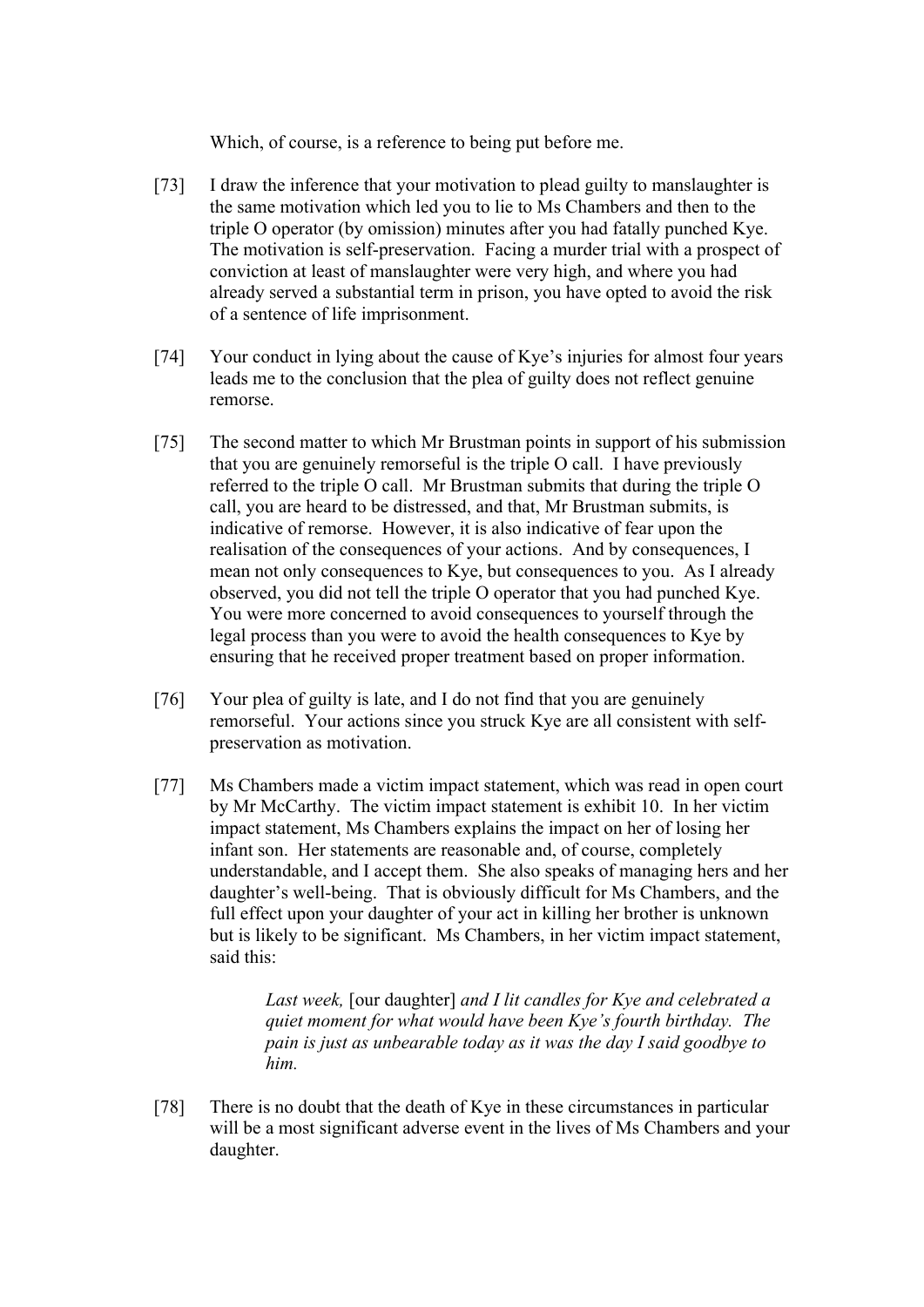Which, of course, is a reference to being put before me.

[73] I draw the inference that your motivation to plead guilty to manslaughter is the same motivation which led you to lie to Ms Chambers and then to the triple O operator (by omission) minutes after you had fatally punched Kye. The motivation is self-preservation. Facing a murder trial with a prospect of conviction at least of manslaughter were very high, and where you had already served a substantial term in prison, you have opted to avoid the risk of a sentence of life imprisonment.

[74] Your conduct in lying about the cause of Kye's injuries for almost four years leads me to the conclusion that the plea of guilty does not reflect genuine remorse.

[75] The second matter to which Mr Brustman points in support of his submission that you are genuinely remorseful is the triple O call. I have previously referred to the triple O call. Mr Brustman submits that during the triple O call, you are heard to be distressed, and that, Mr Brustman submits, is indicative of remorse. However, it is also indicative of fear upon the realisation of the consequences of your actions. And by consequences, I mean not only consequences to Kye, but consequences to you. As I already observed, you did not tell the triple O operator that you had punched Kye. You were more concerned to avoid consequences to yourself through the legal process than you were to avoid the health consequences to Kye by ensuring that he received proper treatment based on proper information.

[76] Your plea of guilty is late, and I do not find that you are genuinely remorseful. Your actions since you struck Kye are all consistent with self-preservation as motivation.

[77] Ms Chambers made a victim impact statement, which was read in open court by Mr McCarthy. The victim impact statement is exhibit 10. In her victim impact statement, Ms Chambers explains the impact on her of losing her infant son. Her statements are reasonable and, of course, completely understandable, and I accept them. She also speaks of managing hers and her daughter's well-being. That is obviously difficult for Ms Chambers, and the full effect upon your daughter of your act in killing her brother is unknown but is likely to be significant. Ms Chambers, in her victim impact statement, said this:

> *Last week,* [our daughter] *and I lit candles for Kye and celebrated a quiet moment for what would have been Kye's fourth birthday. The pain is just as unbearable today as it was the day I said goodbye to him.*

[78] There is no doubt that the death of Kye in these circumstances in particular will be a most significant adverse event in the lives of Ms Chambers and your daughter.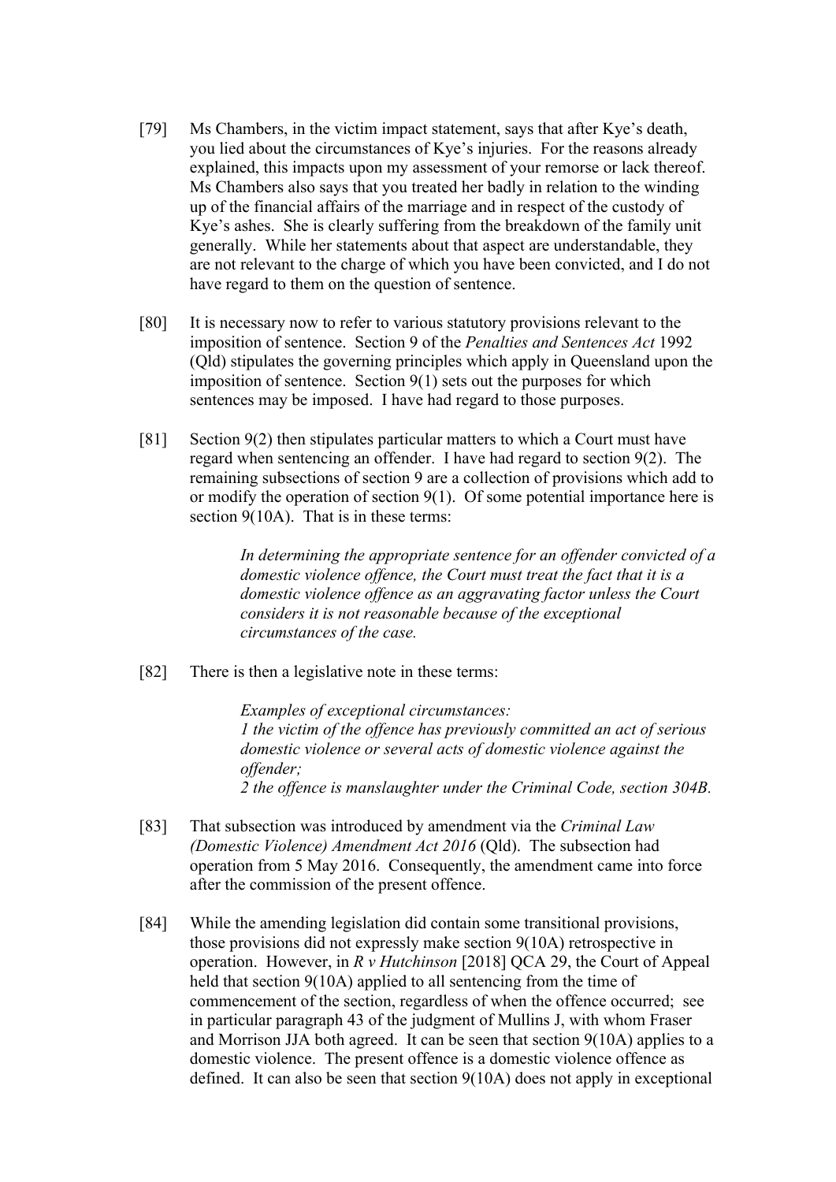[79] Ms Chambers, in the victim impact statement, says that after Kye's death, you lied about the circumstances of Kye's injuries. For the reasons already explained, this impacts upon my assessment of your remorse or lack thereof. Ms Chambers also says that you treated her badly in relation to the winding up of the financial affairs of the marriage and in respect of the custody of Kye's ashes. She is clearly suffering from the breakdown of the family unit generally. While her statements about that aspect are understandable, they are not relevant to the charge of which you have been convicted, and I do not have regard to them on the question of sentence.

[80] It is necessary now to refer to various statutory provisions relevant to the imposition of sentence. Section 9 of the *Penalties and Sentences Act* 1992 (Qld) stipulates the governing principles which apply in Queensland upon the imposition of sentence. Section 9(1) sets out the purposes for which sentences may be imposed. I have had regard to those purposes.

[81] Section 9(2) then stipulates particular matters to which a Court must have regard when sentencing an offender. I have had regard to section 9(2). The remaining subsections of section 9 are a collection of provisions which add to or modify the operation of section 9(1). Of some potential importance here is section 9(10A). That is in these terms:

> *In determining the appropriate sentence for an offender convicted of a domestic violence offence, the Court must treat the fact that it is a domestic violence offence as an aggravating factor unless the Court considers it is not reasonable because of the exceptional circumstances of the case.*

[82] There is then a legislative note in these terms:

> *Examples of exceptional circumstances:*
> *1 the victim of the offence has previously committed an act of serious domestic violence or several acts of domestic violence against the offender;*
> *2 the offence is manslaughter under the Criminal Code, section 304B.*

[83] That subsection was introduced by amendment via the *Criminal Law (Domestic Violence) Amendment Act 2016* (Qld). The subsection had operation from 5 May 2016. Consequently, the amendment came into force after the commission of the present offence.

[84] While the amending legislation did contain some transitional provisions, those provisions did not expressly make section 9(10A) retrospective in operation. However, in *R v Hutchinson* [2018] QCA 29, the Court of Appeal held that section 9(10A) applied to all sentencing from the time of commencement of the section, regardless of when the offence occurred; see in particular paragraph 43 of the judgment of Mullins J, with whom Fraser and Morrison JJA both agreed. It can be seen that section 9(10A) applies to a domestic violence. The present offence is a domestic violence offence as defined. It can also be seen that section 9(10A) does not apply in exceptional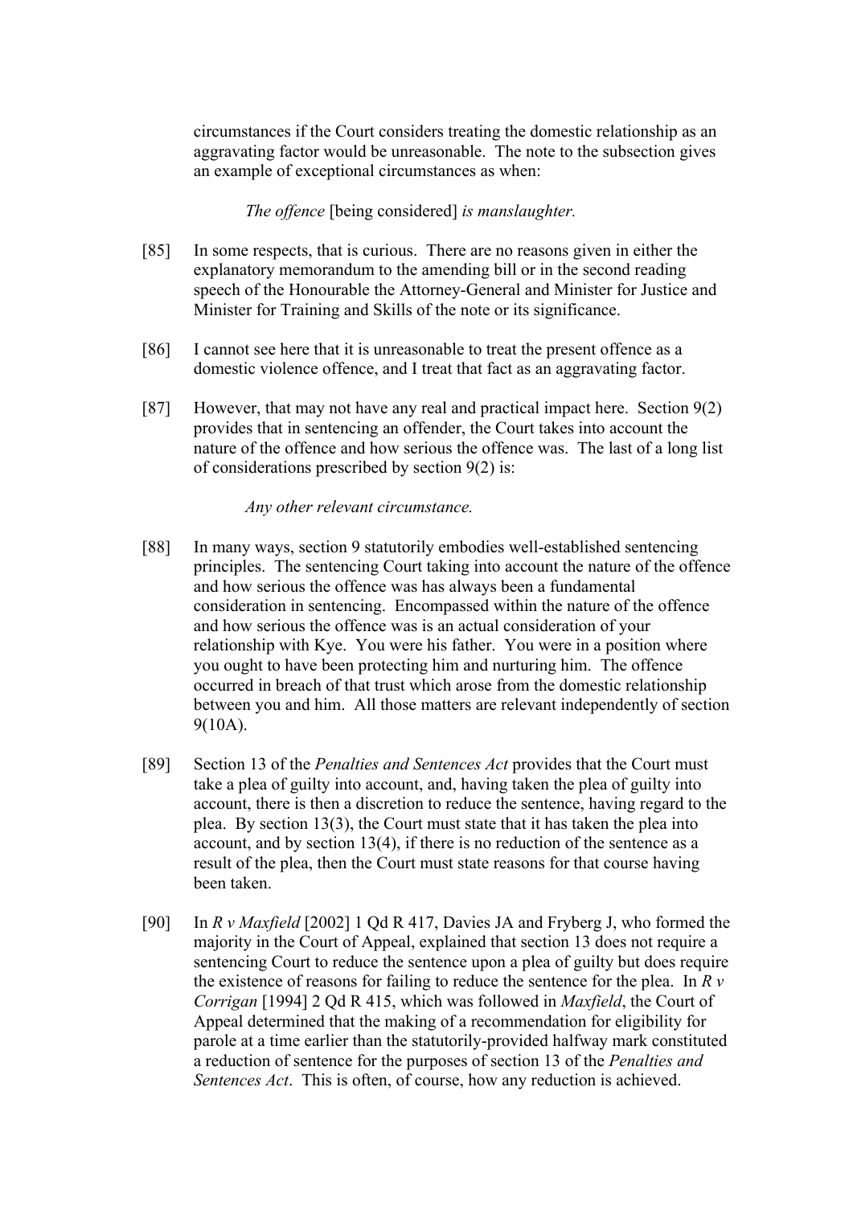circumstances if the Court considers treating the domestic relationship as an aggravating factor would be unreasonable. The note to the subsection gives an example of exceptional circumstances as when:

> *The offence* [being considered] *is manslaughter.*

[85] In some respects, that is curious. There are no reasons given in either the explanatory memorandum to the amending bill or in the second reading speech of the Honourable the Attorney-General and Minister for Justice and Minister for Training and Skills of the note or its significance.

[86] I cannot see here that it is unreasonable to treat the present offence as a domestic violence offence, and I treat that fact as an aggravating factor.

[87] However, that may not have any real and practical impact here. Section 9(2) provides that in sentencing an offender, the Court takes into account the nature of the offence and how serious the offence was. The last of a long list of considerations prescribed by section 9(2) is:

> *Any other relevant circumstance.*

[88] In many ways, section 9 statutorily embodies well-established sentencing principles. The sentencing Court taking into account the nature of the offence and how serious the offence was has always been a fundamental consideration in sentencing. Encompassed within the nature of the offence and how serious the offence was is an actual consideration of your relationship with Kye. You were his father. You were in a position where you ought to have been protecting him and nurturing him. The offence occurred in breach of that trust which arose from the domestic relationship between you and him. All those matters are relevant independently of section 9(10A).

[89] Section 13 of the *Penalties and Sentences Act* provides that the Court must take a plea of guilty into account, and, having taken the plea of guilty into account, there is then a discretion to reduce the sentence, having regard to the plea. By section 13(3), the Court must state that it has taken the plea into account, and by section 13(4), if there is no reduction of the sentence as a result of the plea, then the Court must state reasons for that course having been taken.

[90] In *R v Maxfield* [2002] 1 Qd R 417, Davies JA and Fryberg J, who formed the majority in the Court of Appeal, explained that section 13 does not require a sentencing Court to reduce the sentence upon a plea of guilty but does require the existence of reasons for failing to reduce the sentence for the plea. In *R v Corrigan* [1994] 2 Qd R 415, which was followed in *Maxfield*, the Court of Appeal determined that the making of a recommendation for eligibility for parole at a time earlier than the statutorily-provided halfway mark constituted a reduction of sentence for the purposes of section 13 of the *Penalties and Sentences Act*. This is often, of course, how any reduction is achieved.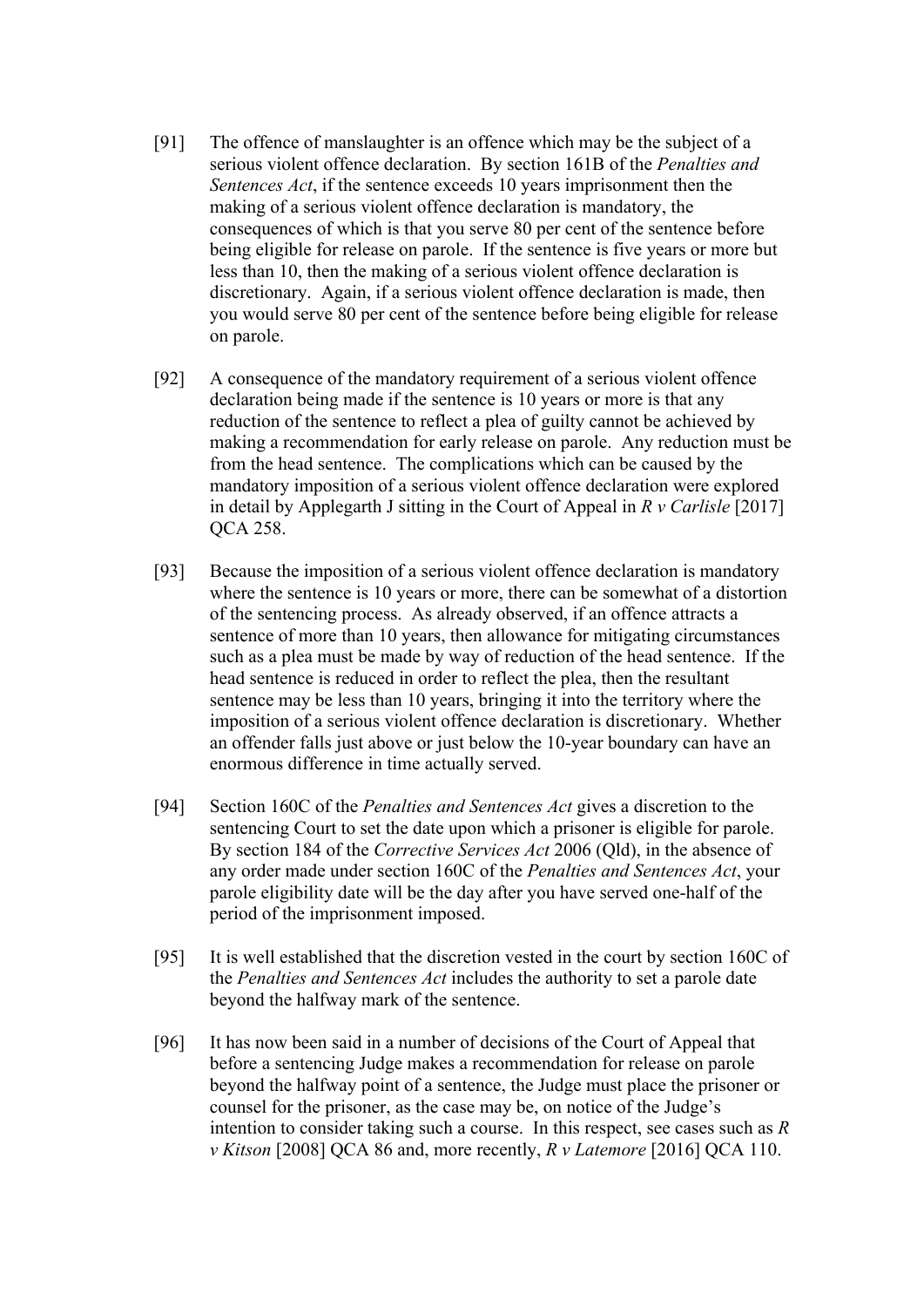[91] The offence of manslaughter is an offence which may be the subject of a serious violent offence declaration. By section 161B of the *Penalties and Sentences Act*, if the sentence exceeds 10 years imprisonment then the making of a serious violent offence declaration is mandatory, the consequences of which is that you serve 80 per cent of the sentence before being eligible for release on parole. If the sentence is five years or more but less than 10, then the making of a serious violent offence declaration is discretionary. Again, if a serious violent offence declaration is made, then you would serve 80 per cent of the sentence before being eligible for release on parole.

[92] A consequence of the mandatory requirement of a serious violent offence declaration being made if the sentence is 10 years or more is that any reduction of the sentence to reflect a plea of guilty cannot be achieved by making a recommendation for early release on parole. Any reduction must be from the head sentence. The complications which can be caused by the mandatory imposition of a serious violent offence declaration were explored in detail by Applegarth J sitting in the Court of Appeal in *R v Carlisle* [2017] QCA 258.

[93] Because the imposition of a serious violent offence declaration is mandatory where the sentence is 10 years or more, there can be somewhat of a distortion of the sentencing process. As already observed, if an offence attracts a sentence of more than 10 years, then allowance for mitigating circumstances such as a plea must be made by way of reduction of the head sentence. If the head sentence is reduced in order to reflect the plea, then the resultant sentence may be less than 10 years, bringing it into the territory where the imposition of a serious violent offence declaration is discretionary. Whether an offender falls just above or just below the 10-year boundary can have an enormous difference in time actually served.

[94] Section 160C of the *Penalties and Sentences Act* gives a discretion to the sentencing Court to set the date upon which a prisoner is eligible for parole. By section 184 of the *Corrective Services Act* 2006 (Qld), in the absence of any order made under section 160C of the *Penalties and Sentences Act*, your parole eligibility date will be the day after you have served one-half of the period of the imprisonment imposed.

[95] It is well established that the discretion vested in the court by section 160C of the *Penalties and Sentences Act* includes the authority to set a parole date beyond the halfway mark of the sentence.

[96] It has now been said in a number of decisions of the Court of Appeal that before a sentencing Judge makes a recommendation for release on parole beyond the halfway point of a sentence, the Judge must place the prisoner or counsel for the prisoner, as the case may be, on notice of the Judge's intention to consider taking such a course. In this respect, see cases such as *R v Kitson* [2008] QCA 86 and, more recently, *R v Latemore* [2016] QCA 110.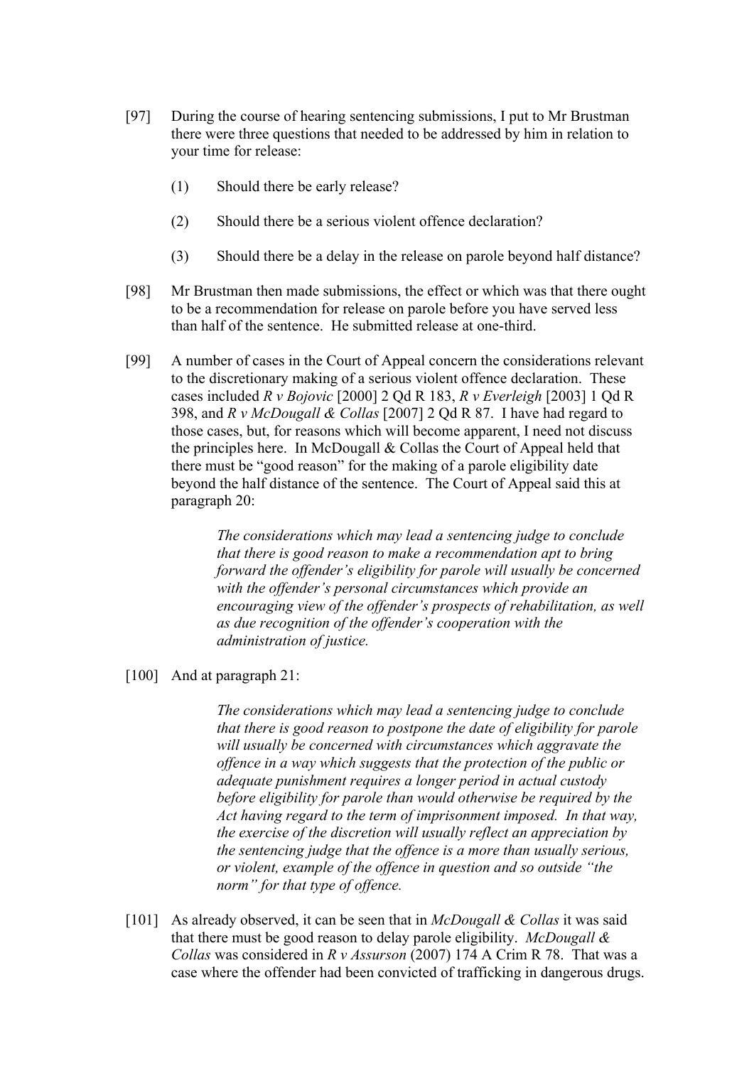[97] During the course of hearing sentencing submissions, I put to Mr Brustman there were three questions that needed to be addressed by him in relation to your time for release:

(1) Should there be early release?

(2) Should there be a serious violent offence declaration?

(3) Should there be a delay in the release on parole beyond half distance?

[98] Mr Brustman then made submissions, the effect or which was that there ought to be a recommendation for release on parole before you have served less than half of the sentence. He submitted release at one-third.

[99] A number of cases in the Court of Appeal concern the considerations relevant to the discretionary making of a serious violent offence declaration. These cases included *R v Bojovic* [2000] 2 Qd R 183, *R v Everleigh* [2003] 1 Qd R 398, and *R v McDougall & Collas* [2007] 2 Qd R 87. I have had regard to those cases, but, for reasons which will become apparent, I need not discuss the principles here. In McDougall & Collas the Court of Appeal held that there must be "good reason" for the making of a parole eligibility date beyond the half distance of the sentence. The Court of Appeal said this at paragraph 20:

> *The considerations which may lead a sentencing judge to conclude that there is good reason to make a recommendation apt to bring forward the offender's eligibility for parole will usually be concerned with the offender's personal circumstances which provide an encouraging view of the offender's prospects of rehabilitation, as well as due recognition of the offender's cooperation with the administration of justice.*

[100] And at paragraph 21:

> *The considerations which may lead a sentencing judge to conclude that there is good reason to postpone the date of eligibility for parole will usually be concerned with circumstances which aggravate the offence in a way which suggests that the protection of the public or adequate punishment requires a longer period in actual custody before eligibility for parole than would otherwise be required by the Act having regard to the term of imprisonment imposed. In that way, the exercise of the discretion will usually reflect an appreciation by the sentencing judge that the offence is a more than usually serious, or violent, example of the offence in question and so outside "the norm" for that type of offence.*

[101] As already observed, it can be seen that in *McDougall & Collas* it was said that there must be good reason to delay parole eligibility. *McDougall & Collas* was considered in *R v Assurson* (2007) 174 A Crim R 78. That was a case where the offender had been convicted of trafficking in dangerous drugs.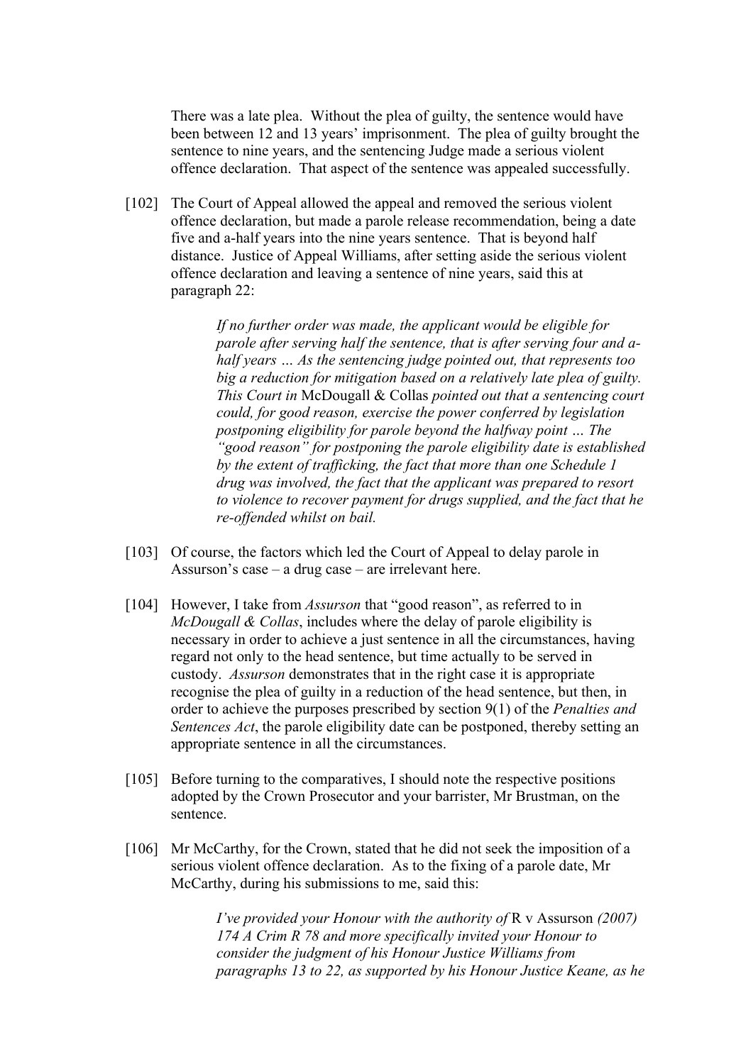There was a late plea. Without the plea of guilty, the sentence would have been between 12 and 13 years' imprisonment. The plea of guilty brought the sentence to nine years, and the sentencing Judge made a serious violent offence declaration. That aspect of the sentence was appealed successfully.

[102] The Court of Appeal allowed the appeal and removed the serious violent offence declaration, but made a parole release recommendation, being a date five and a-half years into the nine years sentence. That is beyond half distance. Justice of Appeal Williams, after setting aside the serious violent offence declaration and leaving a sentence of nine years, said this at paragraph 22:

> *If no further order was made, the applicant would be eligible for parole after serving half the sentence, that is after serving four and a-half years … As the sentencing judge pointed out, that represents too big a reduction for mitigation based on a relatively late plea of guilty. This Court in* McDougall & Collas *pointed out that a sentencing court could, for good reason, exercise the power conferred by legislation postponing eligibility for parole beyond the halfway point … The "good reason" for postponing the parole eligibility date is established by the extent of trafficking, the fact that more than one Schedule 1 drug was involved, the fact that the applicant was prepared to resort to violence to recover payment for drugs supplied, and the fact that he re-offended whilst on bail.*

[103] Of course, the factors which led the Court of Appeal to delay parole in Assurson's case – a drug case – are irrelevant here.

[104] However, I take from *Assurson* that "good reason", as referred to in *McDougall & Collas*, includes where the delay of parole eligibility is necessary in order to achieve a just sentence in all the circumstances, having regard not only to the head sentence, but time actually to be served in custody. *Assurson* demonstrates that in the right case it is appropriate recognise the plea of guilty in a reduction of the head sentence, but then, in order to achieve the purposes prescribed by section 9(1) of the *Penalties and Sentences Act*, the parole eligibility date can be postponed, thereby setting an appropriate sentence in all the circumstances.

[105] Before turning to the comparatives, I should note the respective positions adopted by the Crown Prosecutor and your barrister, Mr Brustman, on the sentence.

[106] Mr McCarthy, for the Crown, stated that he did not seek the imposition of a serious violent offence declaration. As to the fixing of a parole date, Mr McCarthy, during his submissions to me, said this:

> *I've provided your Honour with the authority of* R v Assurson *(2007) 174 A Crim R 78 and more specifically invited your Honour to consider the judgment of his Honour Justice Williams from paragraphs 13 to 22, as supported by his Honour Justice Keane, as he*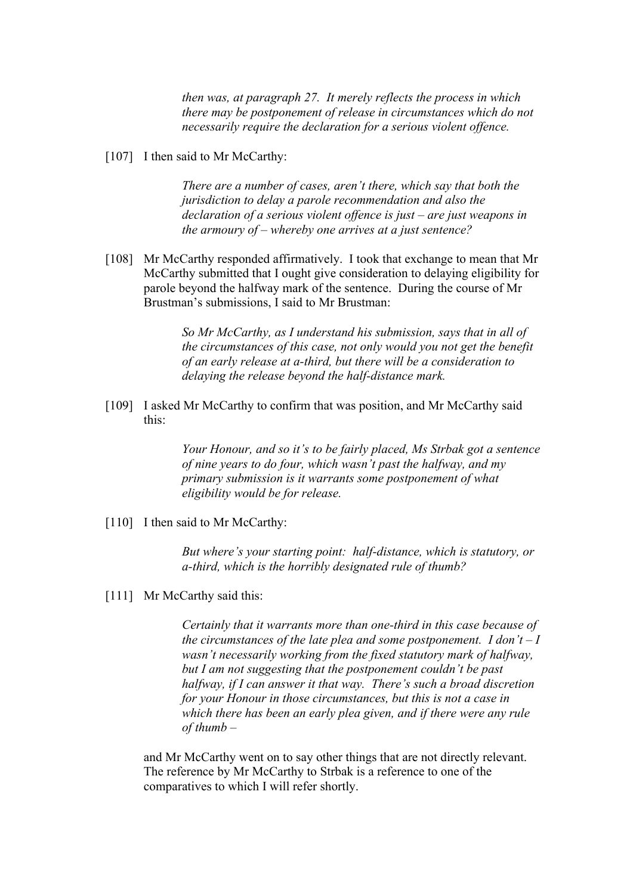> *then was, at paragraph 27. It merely reflects the process in which there may be postponement of release in circumstances which do not necessarily require the declaration for a serious violent offence.*

[107] I then said to Mr McCarthy:

> *There are a number of cases, aren't there, which say that both the jurisdiction to delay a parole recommendation and also the declaration of a serious violent offence is just – are just weapons in the armoury of – whereby one arrives at a just sentence?*

[108] Mr McCarthy responded affirmatively. I took that exchange to mean that Mr McCarthy submitted that I ought give consideration to delaying eligibility for parole beyond the halfway mark of the sentence. During the course of Mr Brustman's submissions, I said to Mr Brustman:

> *So Mr McCarthy, as I understand his submission, says that in all of the circumstances of this case, not only would you not get the benefit of an early release at a-third, but there will be a consideration to delaying the release beyond the half-distance mark.*

[109] I asked Mr McCarthy to confirm that was position, and Mr McCarthy said this:

> *Your Honour, and so it's to be fairly placed, Ms Strbak got a sentence of nine years to do four, which wasn't past the halfway, and my primary submission is it warrants some postponement of what eligibility would be for release.*

[110] I then said to Mr McCarthy:

> *But where's your starting point: half-distance, which is statutory, or a-third, which is the horribly designated rule of thumb?*

[111] Mr McCarthy said this:

> *Certainly that it warrants more than one-third in this case because of the circumstances of the late plea and some postponement. I don't – I wasn't necessarily working from the fixed statutory mark of halfway, but I am not suggesting that the postponement couldn't be past halfway, if I can answer it that way. There's such a broad discretion for your Honour in those circumstances, but this is not a case in which there has been an early plea given, and if there were any rule of thumb –*

and Mr McCarthy went on to say other things that are not directly relevant. The reference by Mr McCarthy to Strbak is a reference to one of the comparatives to which I will refer shortly.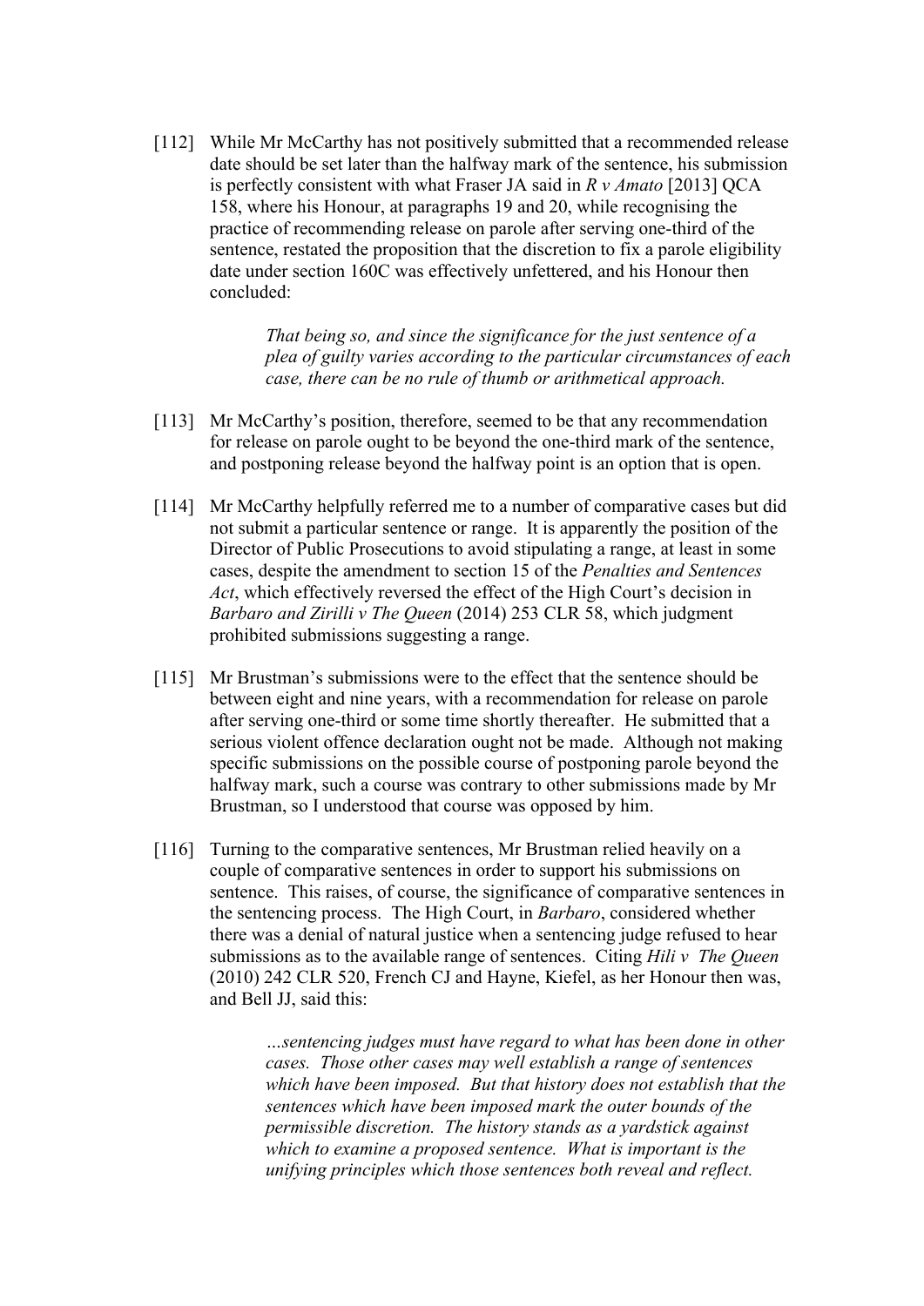[112] While Mr McCarthy has not positively submitted that a recommended release date should be set later than the halfway mark of the sentence, his submission is perfectly consistent with what Fraser JA said in *R v Amato* [2013] QCA 158, where his Honour, at paragraphs 19 and 20, while recognising the practice of recommending release on parole after serving one-third of the sentence, restated the proposition that the discretion to fix a parole eligibility date under section 160C was effectively unfettered, and his Honour then concluded:

> *That being so, and since the significance for the just sentence of a plea of guilty varies according to the particular circumstances of each case, there can be no rule of thumb or arithmetical approach.*

[113] Mr McCarthy's position, therefore, seemed to be that any recommendation for release on parole ought to be beyond the one-third mark of the sentence, and postponing release beyond the halfway point is an option that is open.

[114] Mr McCarthy helpfully referred me to a number of comparative cases but did not submit a particular sentence or range. It is apparently the position of the Director of Public Prosecutions to avoid stipulating a range, at least in some cases, despite the amendment to section 15 of the *Penalties and Sentences Act*, which effectively reversed the effect of the High Court's decision in *Barbaro and Zirilli v The Queen* (2014) 253 CLR 58, which judgment prohibited submissions suggesting a range.

[115] Mr Brustman's submissions were to the effect that the sentence should be between eight and nine years, with a recommendation for release on parole after serving one-third or some time shortly thereafter. He submitted that a serious violent offence declaration ought not be made. Although not making specific submissions on the possible course of postponing parole beyond the halfway mark, such a course was contrary to other submissions made by Mr Brustman, so I understood that course was opposed by him.

[116] Turning to the comparative sentences, Mr Brustman relied heavily on a couple of comparative sentences in order to support his submissions on sentence. This raises, of course, the significance of comparative sentences in the sentencing process. The High Court, in *Barbaro*, considered whether there was a denial of natural justice when a sentencing judge refused to hear submissions as to the available range of sentences. Citing *Hili v The Queen* (2010) 242 CLR 520, French CJ and Hayne, Kiefel, as her Honour then was, and Bell JJ, said this:

> *…sentencing judges must have regard to what has been done in other cases. Those other cases may well establish a range of sentences which have been imposed. But that history does not establish that the sentences which have been imposed mark the outer bounds of the permissible discretion. The history stands as a yardstick against which to examine a proposed sentence. What is important is the unifying principles which those sentences both reveal and reflect.*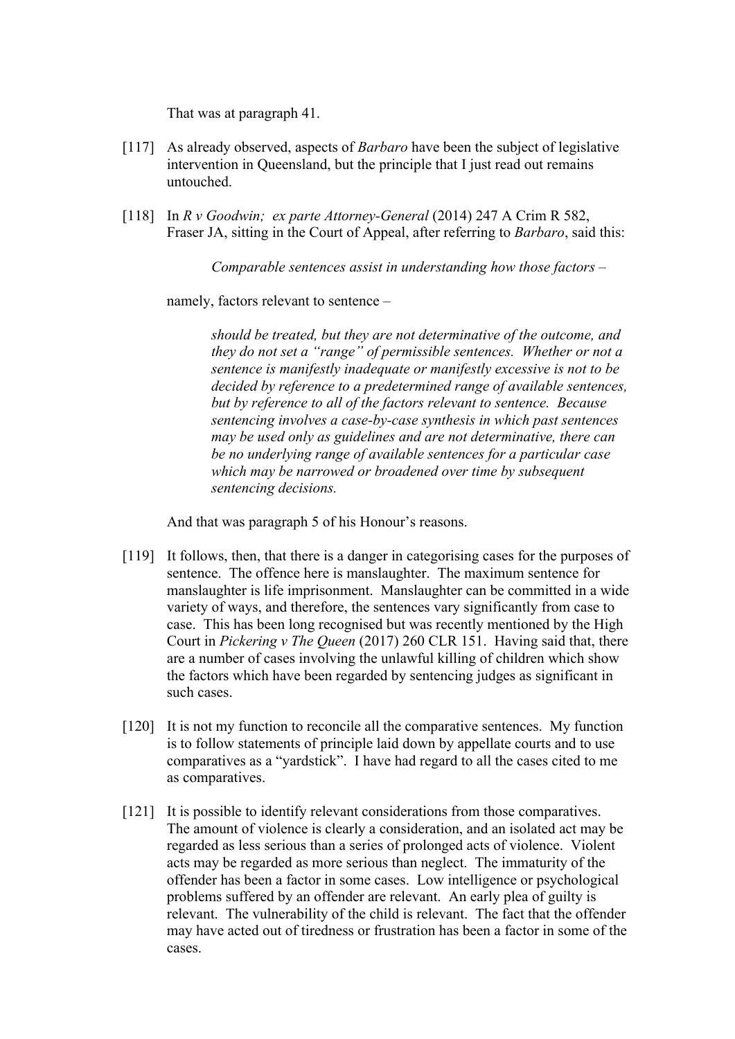That was at paragraph 41.

[117] As already observed, aspects of *Barbaro* have been the subject of legislative intervention in Queensland, but the principle that I just read out remains untouched.

[118] In *R v Goodwin; ex parte Attorney-General* (2014) 247 A Crim R 582, Fraser JA, sitting in the Court of Appeal, after referring to *Barbaro*, said this:

> *Comparable sentences assist in understanding how those factors –*

namely, factors relevant to sentence –

> *should be treated, but they are not determinative of the outcome, and they do not set a "range" of permissible sentences. Whether or not a sentence is manifestly inadequate or manifestly excessive is not to be decided by reference to a predetermined range of available sentences, but by reference to all of the factors relevant to sentence. Because sentencing involves a case-by-case synthesis in which past sentences may be used only as guidelines and are not determinative, there can be no underlying range of available sentences for a particular case which may be narrowed or broadened over time by subsequent sentencing decisions.*

And that was paragraph 5 of his Honour's reasons.

[119] It follows, then, that there is a danger in categorising cases for the purposes of sentence. The offence here is manslaughter. The maximum sentence for manslaughter is life imprisonment. Manslaughter can be committed in a wide variety of ways, and therefore, the sentences vary significantly from case to case. This has been long recognised but was recently mentioned by the High Court in *Pickering v The Queen* (2017) 260 CLR 151. Having said that, there are a number of cases involving the unlawful killing of children which show the factors which have been regarded by sentencing judges as significant in such cases.

[120] It is not my function to reconcile all the comparative sentences. My function is to follow statements of principle laid down by appellate courts and to use comparatives as a "yardstick". I have had regard to all the cases cited to me as comparatives.

[121] It is possible to identify relevant considerations from those comparatives. The amount of violence is clearly a consideration, and an isolated act may be regarded as less serious than a series of prolonged acts of violence. Violent acts may be regarded as more serious than neglect. The immaturity of the offender has been a factor in some cases. Low intelligence or psychological problems suffered by an offender are relevant. An early plea of guilty is relevant. The vulnerability of the child is relevant. The fact that the offender may have acted out of tiredness or frustration has been a factor in some of the cases.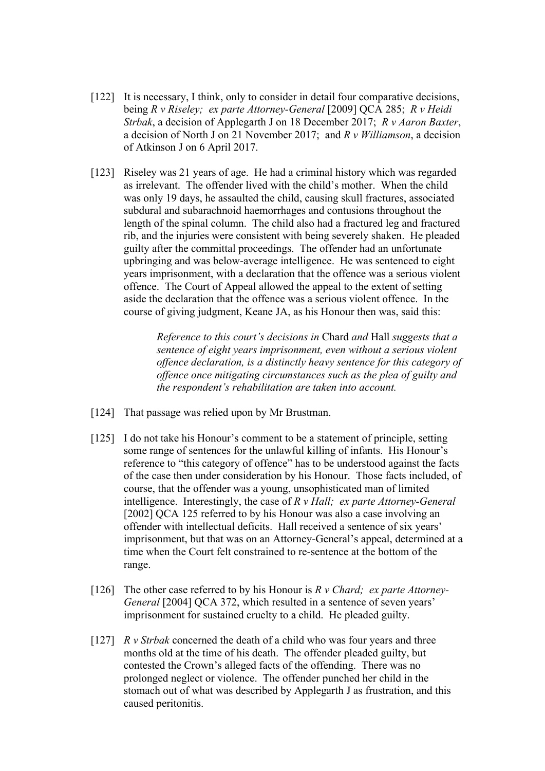[122] It is necessary, I think, only to consider in detail four comparative decisions, being *R v Riseley; ex parte Attorney-General* [2009] QCA 285; *R v Heidi Strbak*, a decision of Applegarth J on 18 December 2017; *R v Aaron Baxter*, a decision of North J on 21 November 2017; and *R v Williamson*, a decision of Atkinson J on 6 April 2017.

[123] Riseley was 21 years of age. He had a criminal history which was regarded as irrelevant. The offender lived with the child's mother. When the child was only 19 days, he assaulted the child, causing skull fractures, associated subdural and subarachnoid haemorrhages and contusions throughout the length of the spinal column. The child also had a fractured leg and fractured rib, and the injuries were consistent with being severely shaken. He pleaded guilty after the committal proceedings. The offender had an unfortunate upbringing and was below-average intelligence. He was sentenced to eight years imprisonment, with a declaration that the offence was a serious violent offence. The Court of Appeal allowed the appeal to the extent of setting aside the declaration that the offence was a serious violent offence. In the course of giving judgment, Keane JA, as his Honour then was, said this:

> *Reference to this court's decisions in* Chard *and* Hall *suggests that a sentence of eight years imprisonment, even without a serious violent offence declaration, is a distinctly heavy sentence for this category of offence once mitigating circumstances such as the plea of guilty and the respondent's rehabilitation are taken into account.*

[124] That passage was relied upon by Mr Brustman.

[125] I do not take his Honour's comment to be a statement of principle, setting some range of sentences for the unlawful killing of infants. His Honour's reference to "this category of offence" has to be understood against the facts of the case then under consideration by his Honour. Those facts included, of course, that the offender was a young, unsophisticated man of limited intelligence. Interestingly, the case of *R v Hall; ex parte Attorney-General* [2002] QCA 125 referred to by his Honour was also a case involving an offender with intellectual deficits. Hall received a sentence of six years' imprisonment, but that was on an Attorney-General's appeal, determined at a time when the Court felt constrained to re-sentence at the bottom of the range.

[126] The other case referred to by his Honour is *R v Chard; ex parte Attorney-General* [2004] QCA 372, which resulted in a sentence of seven years' imprisonment for sustained cruelty to a child. He pleaded guilty.

[127] *R v Strbak* concerned the death of a child who was four years and three months old at the time of his death. The offender pleaded guilty, but contested the Crown's alleged facts of the offending. There was no prolonged neglect or violence. The offender punched her child in the stomach out of what was described by Applegarth J as frustration, and this caused peritonitis.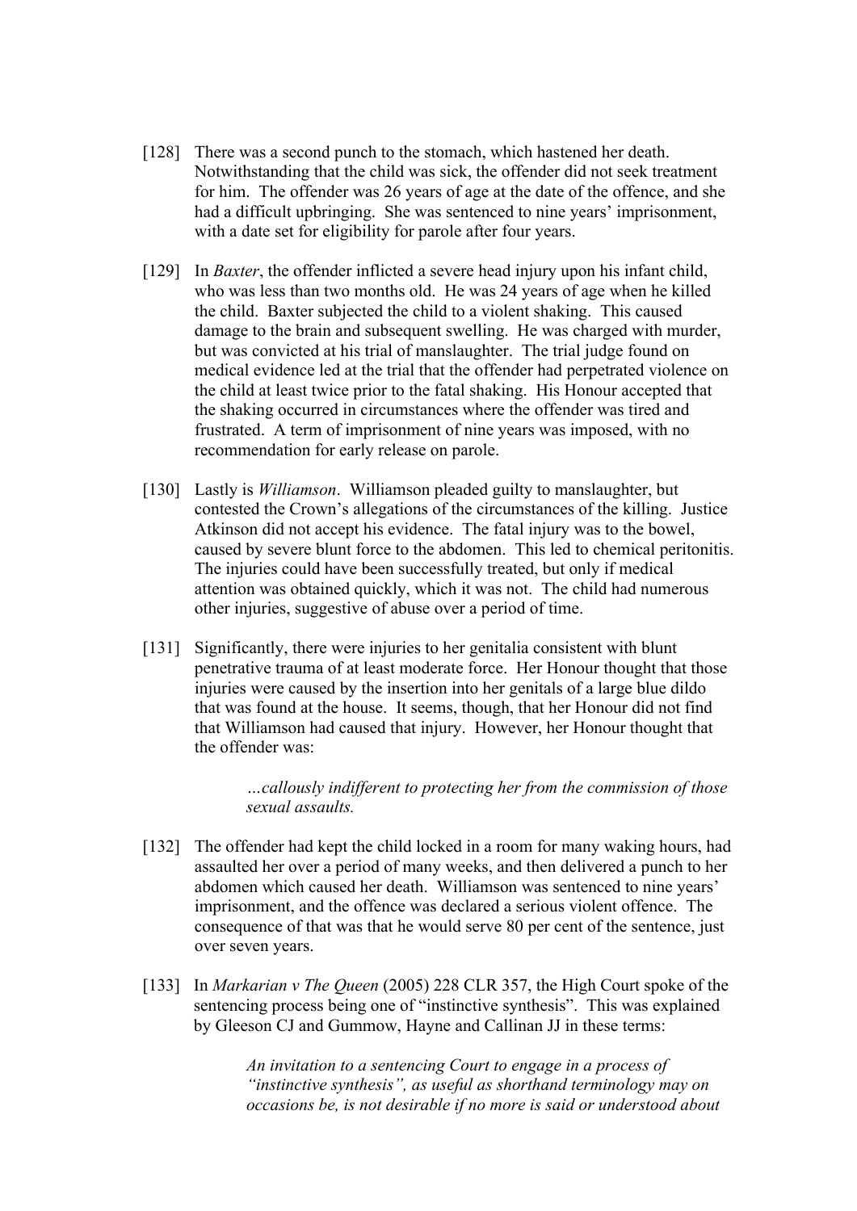[128] There was a second punch to the stomach, which hastened her death. Notwithstanding that the child was sick, the offender did not seek treatment for him. The offender was 26 years of age at the date of the offence, and she had a difficult upbringing. She was sentenced to nine years' imprisonment, with a date set for eligibility for parole after four years.

[129] In *Baxter*, the offender inflicted a severe head injury upon his infant child, who was less than two months old. He was 24 years of age when he killed the child. Baxter subjected the child to a violent shaking. This caused damage to the brain and subsequent swelling. He was charged with murder, but was convicted at his trial of manslaughter. The trial judge found on medical evidence led at the trial that the offender had perpetrated violence on the child at least twice prior to the fatal shaking. His Honour accepted that the shaking occurred in circumstances where the offender was tired and frustrated. A term of imprisonment of nine years was imposed, with no recommendation for early release on parole.

[130] Lastly is *Williamson*. Williamson pleaded guilty to manslaughter, but contested the Crown's allegations of the circumstances of the killing. Justice Atkinson did not accept his evidence. The fatal injury was to the bowel, caused by severe blunt force to the abdomen. This led to chemical peritonitis. The injuries could have been successfully treated, but only if medical attention was obtained quickly, which it was not. The child had numerous other injuries, suggestive of abuse over a period of time.

[131] Significantly, there were injuries to her genitalia consistent with blunt penetrative trauma of at least moderate force. Her Honour thought that those injuries were caused by the insertion into her genitals of a large blue dildo that was found at the house. It seems, though, that her Honour did not find that Williamson had caused that injury. However, her Honour thought that the offender was:

> *…callously indifferent to protecting her from the commission of those sexual assaults.*

[132] The offender had kept the child locked in a room for many waking hours, had assaulted her over a period of many weeks, and then delivered a punch to her abdomen which caused her death. Williamson was sentenced to nine years' imprisonment, and the offence was declared a serious violent offence. The consequence of that was that he would serve 80 per cent of the sentence, just over seven years.

[133] In *Markarian v The Queen* (2005) 228 CLR 357, the High Court spoke of the sentencing process being one of "instinctive synthesis". This was explained by Gleeson CJ and Gummow, Hayne and Callinan JJ in these terms:

> *An invitation to a sentencing Court to engage in a process of "instinctive synthesis", as useful as shorthand terminology may on occasions be, is not desirable if no more is said or understood about*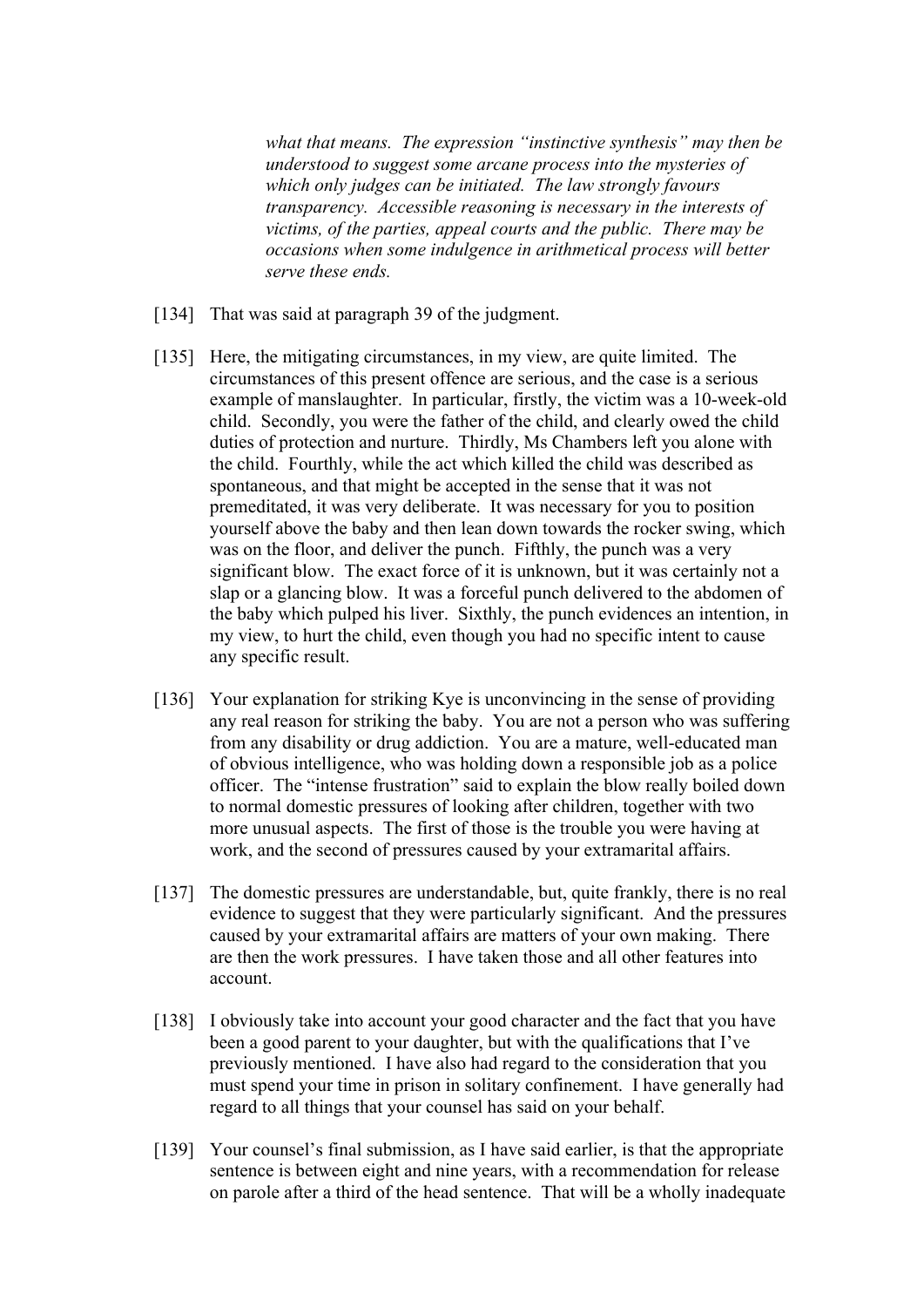> *what that means. The expression "instinctive synthesis" may then be understood to suggest some arcane process into the mysteries of which only judges can be initiated. The law strongly favours transparency. Accessible reasoning is necessary in the interests of victims, of the parties, appeal courts and the public. There may be occasions when some indulgence in arithmetical process will better serve these ends.*

[134] That was said at paragraph 39 of the judgment.

[135] Here, the mitigating circumstances, in my view, are quite limited. The circumstances of this present offence are serious, and the case is a serious example of manslaughter. In particular, firstly, the victim was a 10-week-old child. Secondly, you were the father of the child, and clearly owed the child duties of protection and nurture. Thirdly, Ms Chambers left you alone with the child. Fourthly, while the act which killed the child was described as spontaneous, and that might be accepted in the sense that it was not premeditated, it was very deliberate. It was necessary for you to position yourself above the baby and then lean down towards the rocker swing, which was on the floor, and deliver the punch. Fifthly, the punch was a very significant blow. The exact force of it is unknown, but it was certainly not a slap or a glancing blow. It was a forceful punch delivered to the abdomen of the baby which pulped his liver. Sixthly, the punch evidences an intention, in my view, to hurt the child, even though you had no specific intent to cause any specific result.

[136] Your explanation for striking Kye is unconvincing in the sense of providing any real reason for striking the baby. You are not a person who was suffering from any disability or drug addiction. You are a mature, well-educated man of obvious intelligence, who was holding down a responsible job as a police officer. The "intense frustration" said to explain the blow really boiled down to normal domestic pressures of looking after children, together with two more unusual aspects. The first of those is the trouble you were having at work, and the second of pressures caused by your extramarital affairs.

[137] The domestic pressures are understandable, but, quite frankly, there is no real evidence to suggest that they were particularly significant. And the pressures caused by your extramarital affairs are matters of your own making. There are then the work pressures. I have taken those and all other features into account.

[138] I obviously take into account your good character and the fact that you have been a good parent to your daughter, but with the qualifications that I've previously mentioned. I have also had regard to the consideration that you must spend your time in prison in solitary confinement. I have generally had regard to all things that your counsel has said on your behalf.

[139] Your counsel's final submission, as I have said earlier, is that the appropriate sentence is between eight and nine years, with a recommendation for release on parole after a third of the head sentence. That will be a wholly inadequate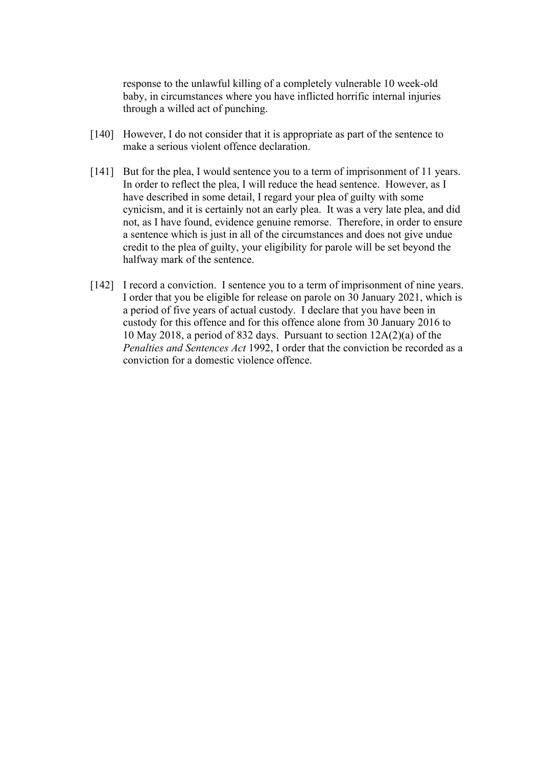response to the unlawful killing of a completely vulnerable 10 week-old baby, in circumstances where you have inflicted horrific internal injuries through a willed act of punching.

[140] However, I do not consider that it is appropriate as part of the sentence to make a serious violent offence declaration.

[141] But for the plea, I would sentence you to a term of imprisonment of 11 years. In order to reflect the plea, I will reduce the head sentence. However, as I have described in some detail, I regard your plea of guilty with some cynicism, and it is certainly not an early plea. It was a very late plea, and did not, as I have found, evidence genuine remorse. Therefore, in order to ensure a sentence which is just in all of the circumstances and does not give undue credit to the plea of guilty, your eligibility for parole will be set beyond the halfway mark of the sentence.

[142] I record a conviction. I sentence you to a term of imprisonment of nine years. I order that you be eligible for release on parole on 30 January 2021, which is a period of five years of actual custody. I declare that you have been in custody for this offence and for this offence alone from 30 January 2016 to 10 May 2018, a period of 832 days. Pursuant to section 12A(2)(a) of the *Penalties and Sentences Act* 1992, I order that the conviction be recorded as a conviction for a domestic violence offence.